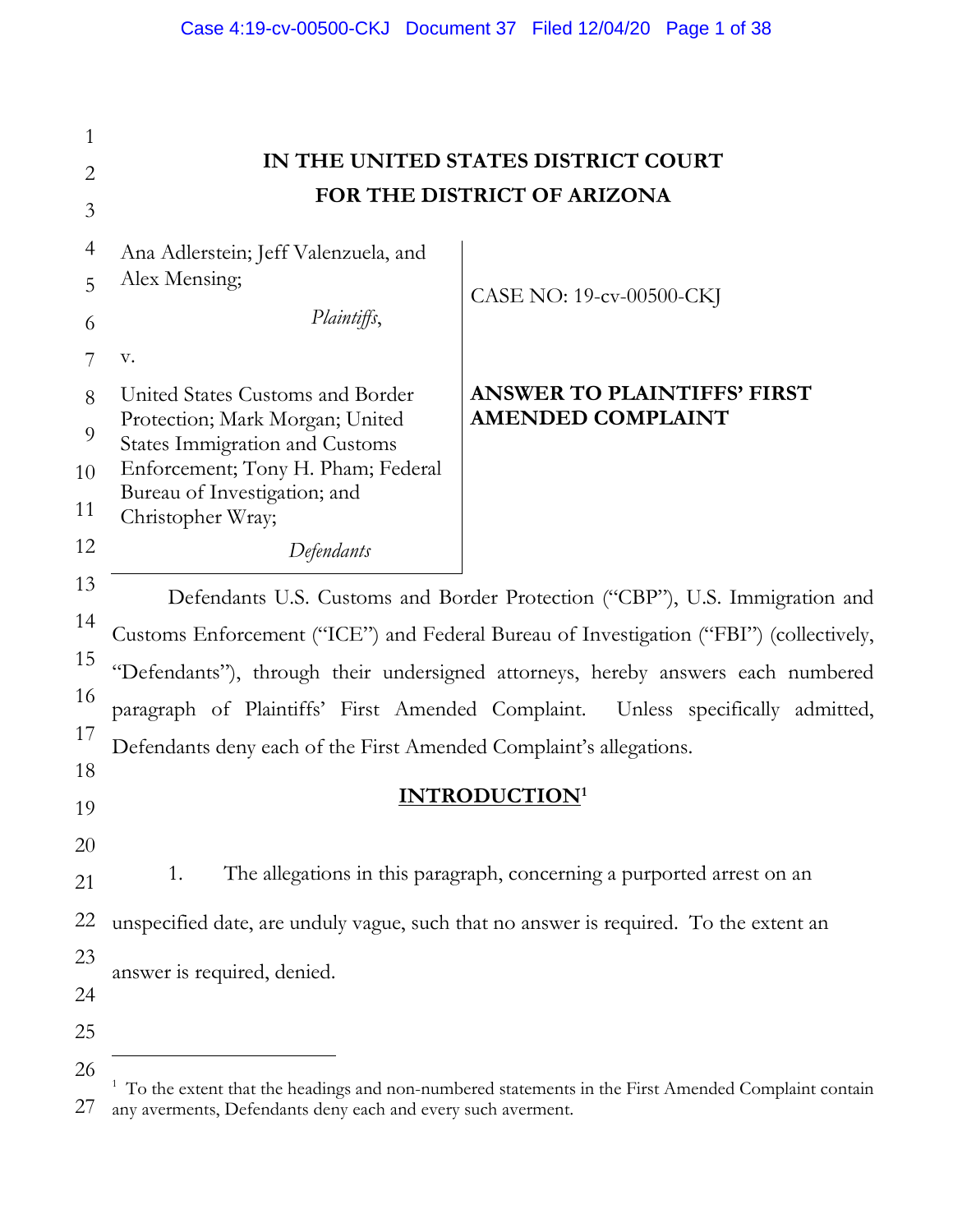# IN THE UNITED STATES DISTRICT COURT
# FOR THE DISTRICT OF ARIZONA

| | |
|---|---|
| Ana Adlerstein; Jeff Valenzuela, and Alex Mensing;<br><br>*Plaintiffs*,<br><br>v.<br><br>United States Customs and Border Protection; Mark Morgan; United States Immigration and Customs Enforcement; Tony H. Pham; Federal Bureau of Investigation; and Christopher Wray;<br><br>*Defendants* | CASE NO: 19-cv-00500-CKJ<br><br>**ANSWER TO PLAINTIFFS' FIRST AMENDED COMPLAINT** |

Defendants U.S. Customs and Border Protection ("CBP"), U.S. Immigration and Customs Enforcement ("ICE") and Federal Bureau of Investigation ("FBI") (collectively, "Defendants"), through their undersigned attorneys, hereby answers each numbered paragraph of Plaintiffs' First Amended Complaint. Unless specifically admitted, Defendants deny each of the First Amended Complaint's allegations.

## INTRODUCTION[1]

1. The allegations in this paragraph, concerning a purported arrest on an unspecified date, are unduly vague, such that no answer is required. To the extent an answer is required, denied.

---

[1] To the extent that the headings and non-numbered statements in the First Amended Complaint contain any averments, Defendants deny each and every such averment.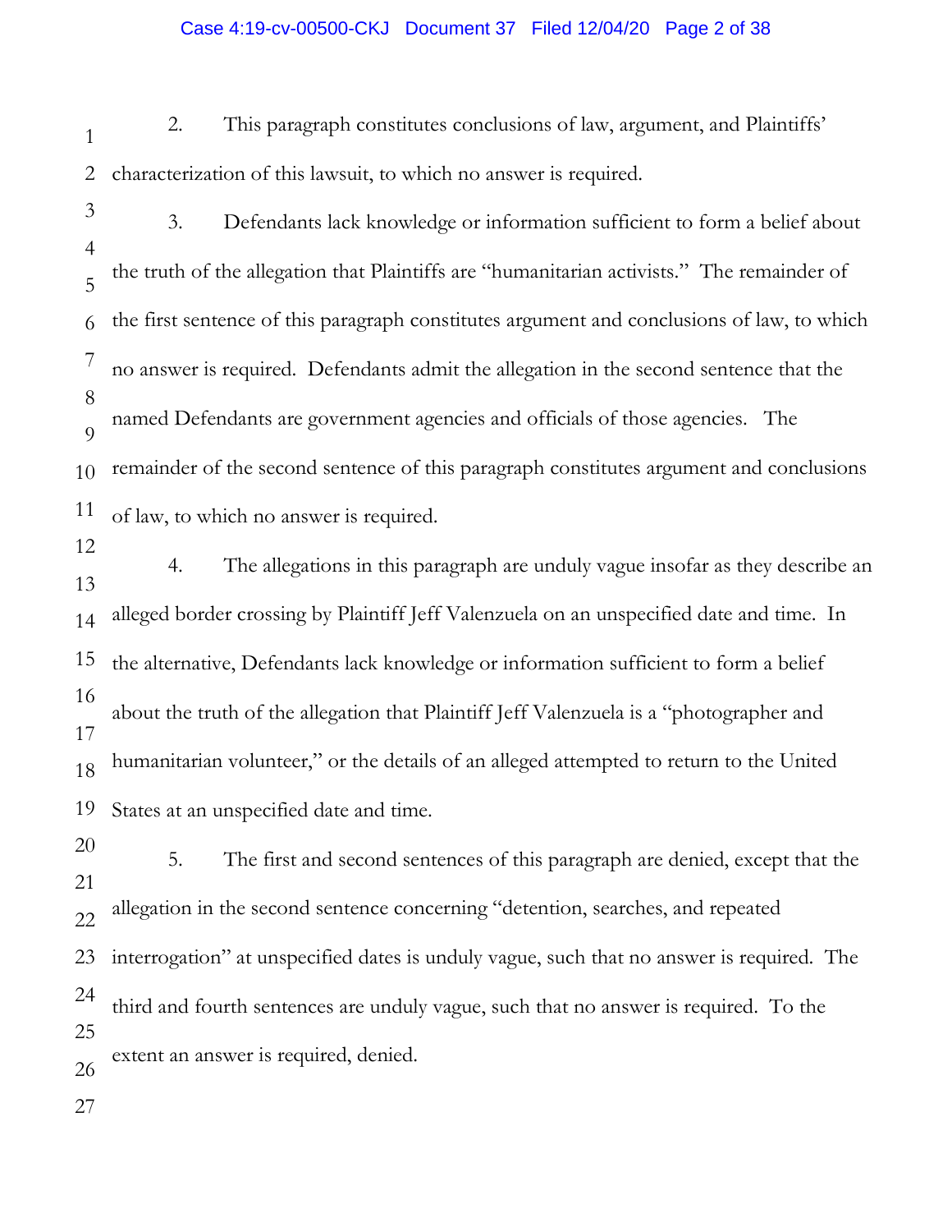2. This paragraph constitutes conclusions of law, argument, and Plaintiffs' characterization of this lawsuit, to which no answer is required.

3. Defendants lack knowledge or information sufficient to form a belief about the truth of the allegation that Plaintiffs are "humanitarian activists." The remainder of the first sentence of this paragraph constitutes argument and conclusions of law, to which no answer is required. Defendants admit the allegation in the second sentence that the named Defendants are government agencies and officials of those agencies. The remainder of the second sentence of this paragraph constitutes argument and conclusions of law, to which no answer is required.

4. The allegations in this paragraph are unduly vague insofar as they describe an alleged border crossing by Plaintiff Jeff Valenzuela on an unspecified date and time. In the alternative, Defendants lack knowledge or information sufficient to form a belief about the truth of the allegation that Plaintiff Jeff Valenzuela is a "photographer and humanitarian volunteer," or the details of an alleged attempted to return to the United States at an unspecified date and time.

5. The first and second sentences of this paragraph are denied, except that the allegation in the second sentence concerning "detention, searches, and repeated interrogation" at unspecified dates is unduly vague, such that no answer is required. The third and fourth sentences are unduly vague, such that no answer is required. To the extent an answer is required, denied.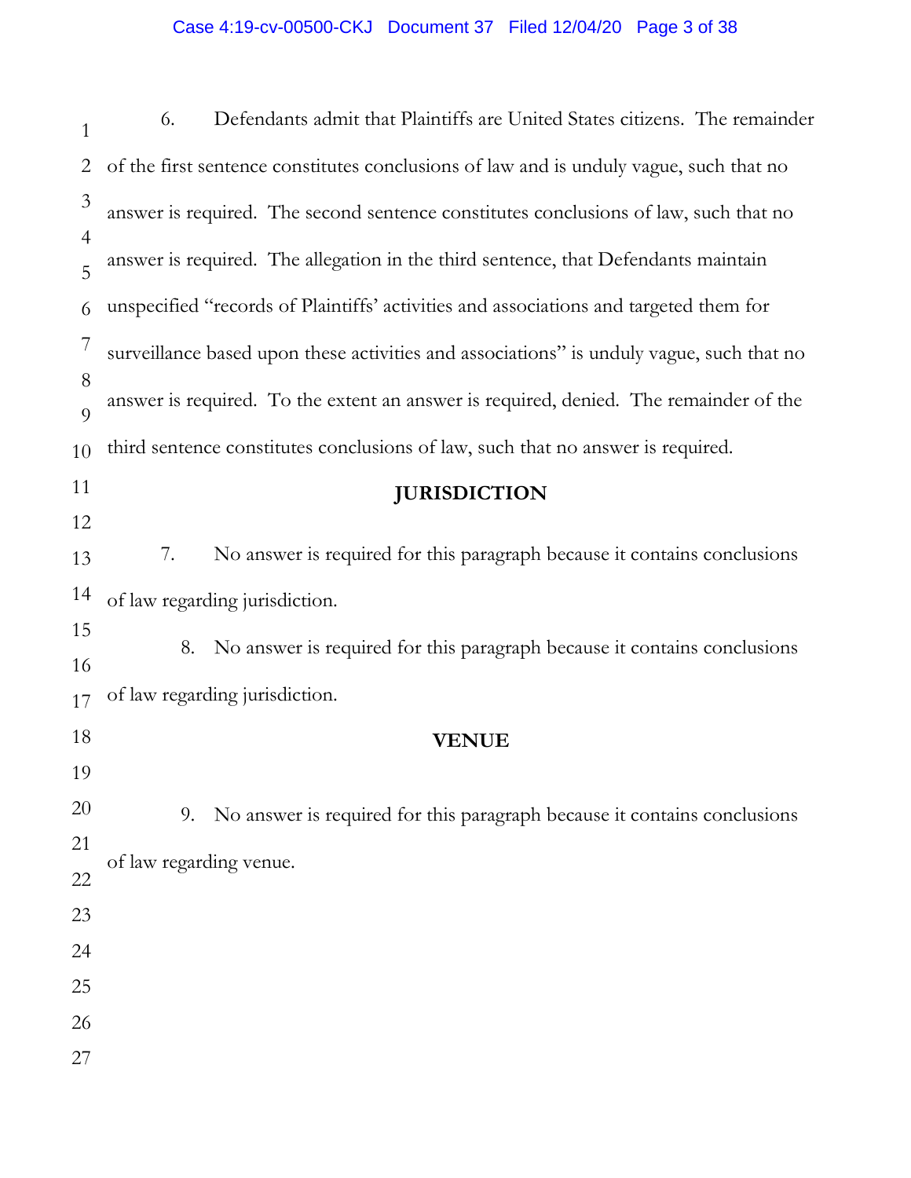6. Defendants admit that Plaintiffs are United States citizens. The remainder of the first sentence constitutes conclusions of law and is unduly vague, such that no answer is required. The second sentence constitutes conclusions of law, such that no answer is required. The allegation in the third sentence, that Defendants maintain unspecified "records of Plaintiffs' activities and associations and targeted them for surveillance based upon these activities and associations" is unduly vague, such that no answer is required. To the extent an answer is required, denied. The remainder of the third sentence constitutes conclusions of law, such that no answer is required.

## JURISDICTION

7. No answer is required for this paragraph because it contains conclusions of law regarding jurisdiction.

8. No answer is required for this paragraph because it contains conclusions of law regarding jurisdiction.

## VENUE

9. No answer is required for this paragraph because it contains conclusions of law regarding venue.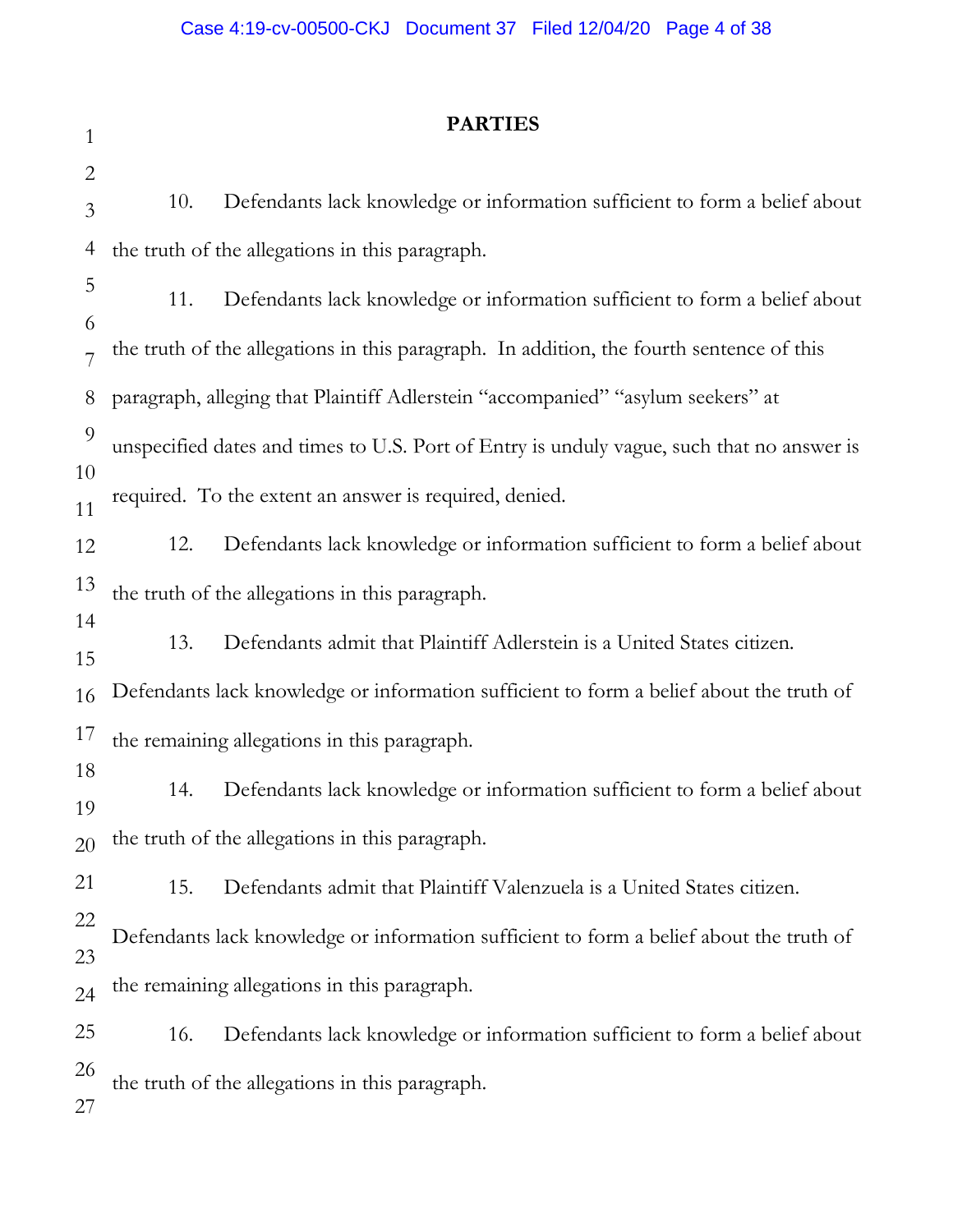## PARTIES

10. Defendants lack knowledge or information sufficient to form a belief about the truth of the allegations in this paragraph.

11. Defendants lack knowledge or information sufficient to form a belief about the truth of the allegations in this paragraph. In addition, the fourth sentence of this paragraph, alleging that Plaintiff Adlerstein "accompanied" "asylum seekers" at unspecified dates and times to U.S. Port of Entry is unduly vague, such that no answer is required. To the extent an answer is required, denied.

12. Defendants lack knowledge or information sufficient to form a belief about the truth of the allegations in this paragraph.

13. Defendants admit that Plaintiff Adlerstein is a United States citizen. Defendants lack knowledge or information sufficient to form a belief about the truth of the remaining allegations in this paragraph.

14. Defendants lack knowledge or information sufficient to form a belief about the truth of the allegations in this paragraph.

15. Defendants admit that Plaintiff Valenzuela is a United States citizen. Defendants lack knowledge or information sufficient to form a belief about the truth of the remaining allegations in this paragraph.

16. Defendants lack knowledge or information sufficient to form a belief about the truth of the allegations in this paragraph.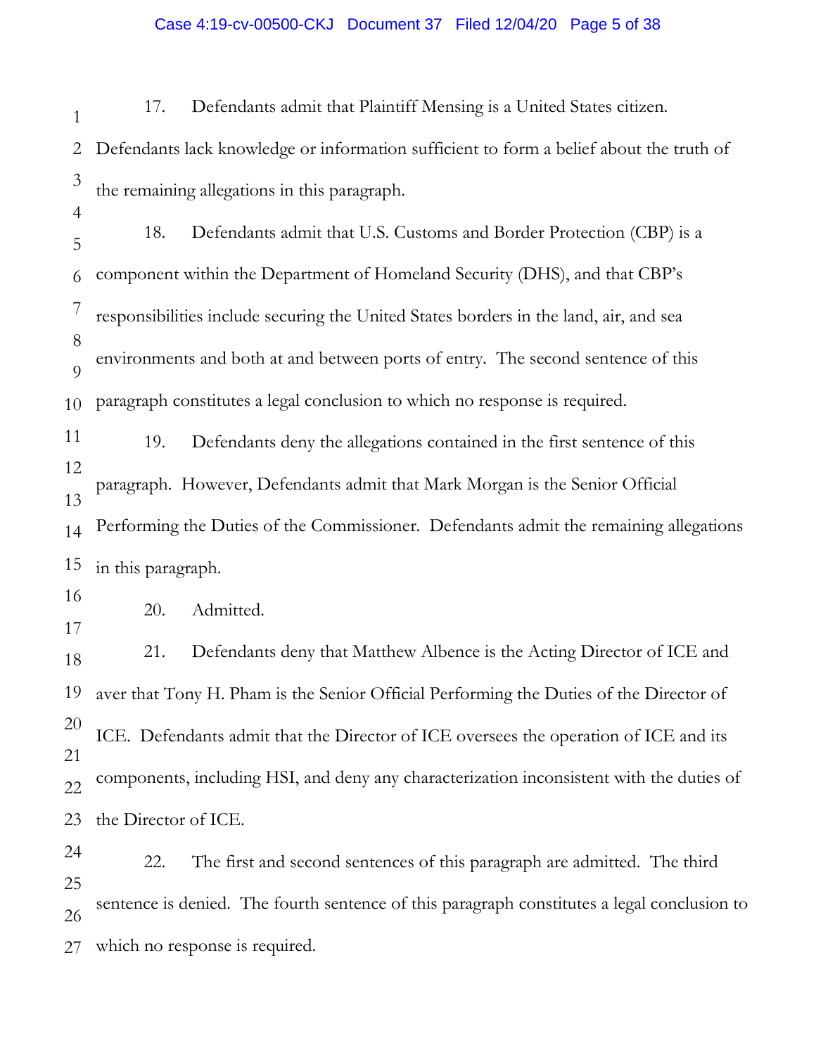17. Defendants admit that Plaintiff Mensing is a United States citizen. Defendants lack knowledge or information sufficient to form a belief about the truth of the remaining allegations in this paragraph.

18. Defendants admit that U.S. Customs and Border Protection (CBP) is a component within the Department of Homeland Security (DHS), and that CBP's responsibilities include securing the United States borders in the land, air, and sea environments and both at and between ports of entry. The second sentence of this paragraph constitutes a legal conclusion to which no response is required.

19. Defendants deny the allegations contained in the first sentence of this paragraph. However, Defendants admit that Mark Morgan is the Senior Official Performing the Duties of the Commissioner. Defendants admit the remaining allegations in this paragraph.

20. Admitted.

21. Defendants deny that Matthew Albence is the Acting Director of ICE and aver that Tony H. Pham is the Senior Official Performing the Duties of the Director of ICE. Defendants admit that the Director of ICE oversees the operation of ICE and its components, including HSI, and deny any characterization inconsistent with the duties of the Director of ICE.

22. The first and second sentences of this paragraph are admitted. The third sentence is denied. The fourth sentence of this paragraph constitutes a legal conclusion to which no response is required.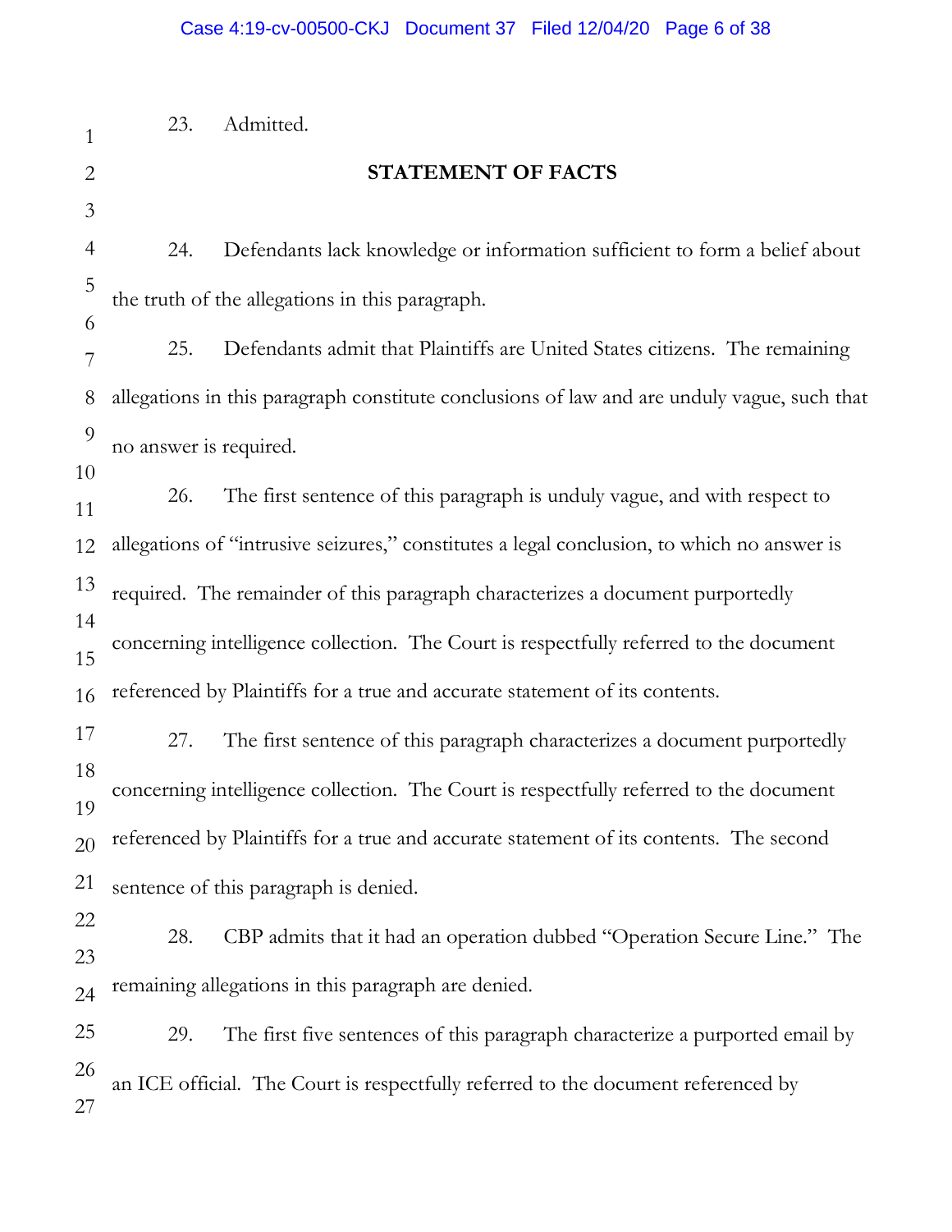23. Admitted.

## STATEMENT OF FACTS

24. Defendants lack knowledge or information sufficient to form a belief about the truth of the allegations in this paragraph.

25. Defendants admit that Plaintiffs are United States citizens. The remaining allegations in this paragraph constitute conclusions of law and are unduly vague, such that no answer is required.

26. The first sentence of this paragraph is unduly vague, and with respect to allegations of "intrusive seizures," constitutes a legal conclusion, to which no answer is required. The remainder of this paragraph characterizes a document purportedly concerning intelligence collection. The Court is respectfully referred to the document referenced by Plaintiffs for a true and accurate statement of its contents.

27. The first sentence of this paragraph characterizes a document purportedly concerning intelligence collection. The Court is respectfully referred to the document referenced by Plaintiffs for a true and accurate statement of its contents. The second sentence of this paragraph is denied.

28. CBP admits that it had an operation dubbed "Operation Secure Line." The remaining allegations in this paragraph are denied.

29. The first five sentences of this paragraph characterize a purported email by an ICE official. The Court is respectfully referred to the document referenced by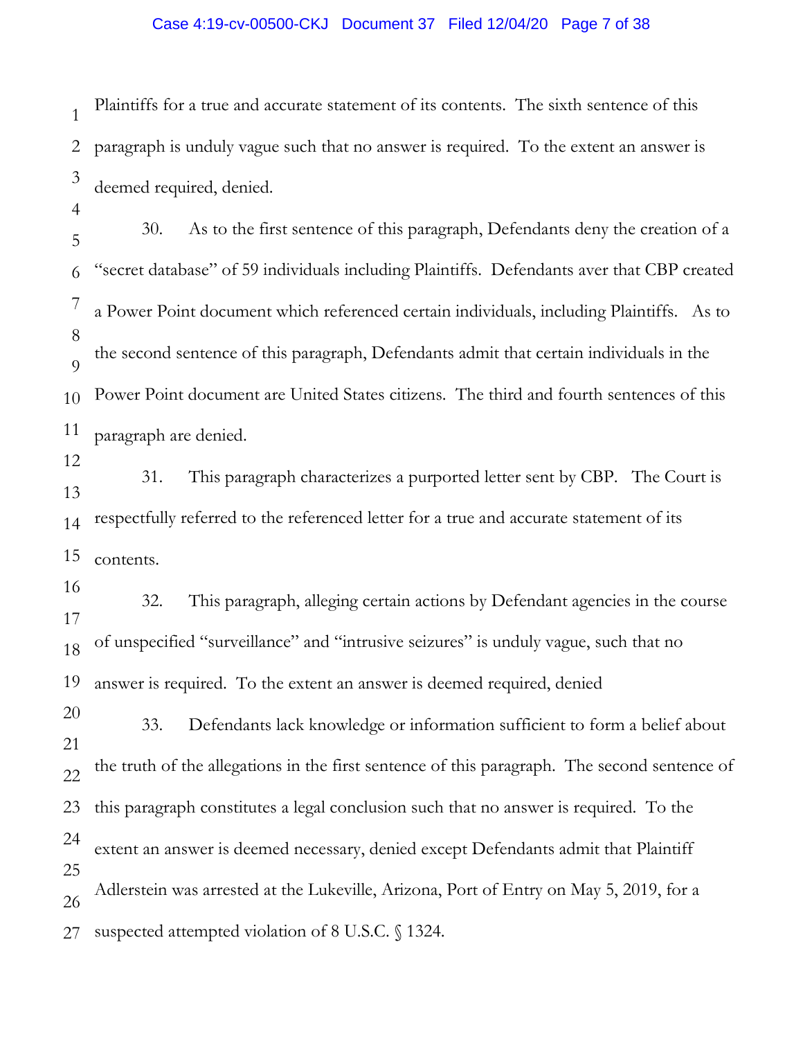Plaintiffs for a true and accurate statement of its contents. The sixth sentence of this paragraph is unduly vague such that no answer is required. To the extent an answer is deemed required, denied.

30. As to the first sentence of this paragraph, Defendants deny the creation of a "secret database" of 59 individuals including Plaintiffs. Defendants aver that CBP created a Power Point document which referenced certain individuals, including Plaintiffs. As to the second sentence of this paragraph, Defendants admit that certain individuals in the Power Point document are United States citizens. The third and fourth sentences of this paragraph are denied.

31. This paragraph characterizes a purported letter sent by CBP. The Court is respectfully referred to the referenced letter for a true and accurate statement of its contents.

32. This paragraph, alleging certain actions by Defendant agencies in the course of unspecified "surveillance" and "intrusive seizures" is unduly vague, such that no answer is required. To the extent an answer is deemed required, denied

33. Defendants lack knowledge or information sufficient to form a belief about the truth of the allegations in the first sentence of this paragraph. The second sentence of this paragraph constitutes a legal conclusion such that no answer is required. To the extent an answer is deemed necessary, denied except Defendants admit that Plaintiff Adlerstein was arrested at the Lukeville, Arizona, Port of Entry on May 5, 2019, for a suspected attempted violation of 8 U.S.C. § 1324.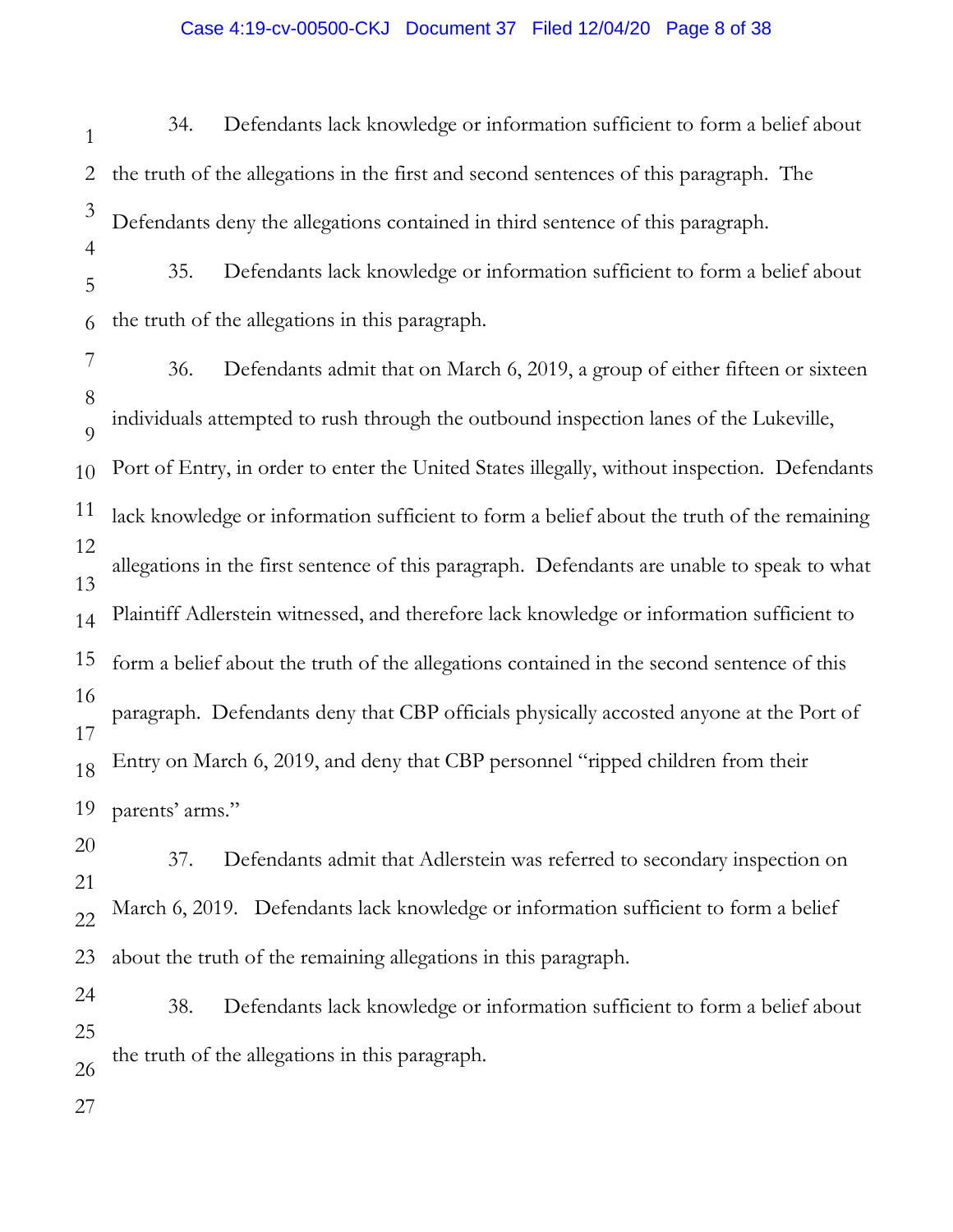34. Defendants lack knowledge or information sufficient to form a belief about the truth of the allegations in the first and second sentences of this paragraph. The Defendants deny the allegations contained in third sentence of this paragraph.

35. Defendants lack knowledge or information sufficient to form a belief about the truth of the allegations in this paragraph.

36. Defendants admit that on March 6, 2019, a group of either fifteen or sixteen individuals attempted to rush through the outbound inspection lanes of the Lukeville, Port of Entry, in order to enter the United States illegally, without inspection. Defendants lack knowledge or information sufficient to form a belief about the truth of the remaining allegations in the first sentence of this paragraph. Defendants are unable to speak to what Plaintiff Adlerstein witnessed, and therefore lack knowledge or information sufficient to form a belief about the truth of the allegations contained in the second sentence of this paragraph. Defendants deny that CBP officials physically accosted anyone at the Port of Entry on March 6, 2019, and deny that CBP personnel "ripped children from their parents' arms."

37. Defendants admit that Adlerstein was referred to secondary inspection on March 6, 2019. Defendants lack knowledge or information sufficient to form a belief about the truth of the remaining allegations in this paragraph.

38. Defendants lack knowledge or information sufficient to form a belief about the truth of the allegations in this paragraph.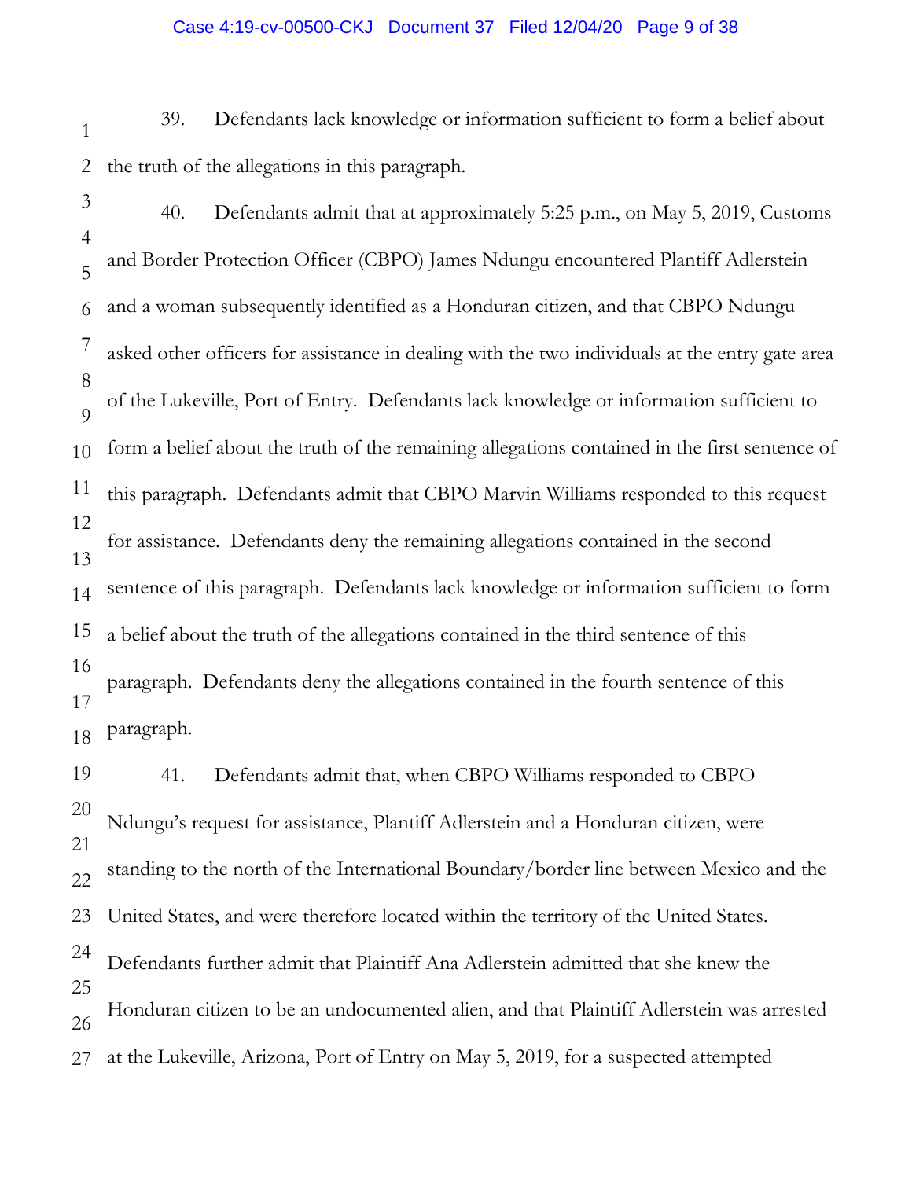39. Defendants lack knowledge or information sufficient to form a belief about the truth of the allegations in this paragraph.

40. Defendants admit that at approximately 5:25 p.m., on May 5, 2019, Customs and Border Protection Officer (CBPO) James Ndungu encountered Plantiff Adlerstein and a woman subsequently identified as a Honduran citizen, and that CBPO Ndungu asked other officers for assistance in dealing with the two individuals at the entry gate area of the Lukeville, Port of Entry. Defendants lack knowledge or information sufficient to form a belief about the truth of the remaining allegations contained in the first sentence of this paragraph. Defendants admit that CBPO Marvin Williams responded to this request for assistance. Defendants deny the remaining allegations contained in the second sentence of this paragraph. Defendants lack knowledge or information sufficient to form a belief about the truth of the allegations contained in the third sentence of this paragraph. Defendants deny the allegations contained in the fourth sentence of this paragraph.

41. Defendants admit that, when CBPO Williams responded to CBPO Ndungu's request for assistance, Plantiff Adlerstein and a Honduran citizen, were standing to the north of the International Boundary/border line between Mexico and the United States, and were therefore located within the territory of the United States. Defendants further admit that Plaintiff Ana Adlerstein admitted that she knew the Honduran citizen to be an undocumented alien, and that Plaintiff Adlerstein was arrested at the Lukeville, Arizona, Port of Entry on May 5, 2019, for a suspected attempted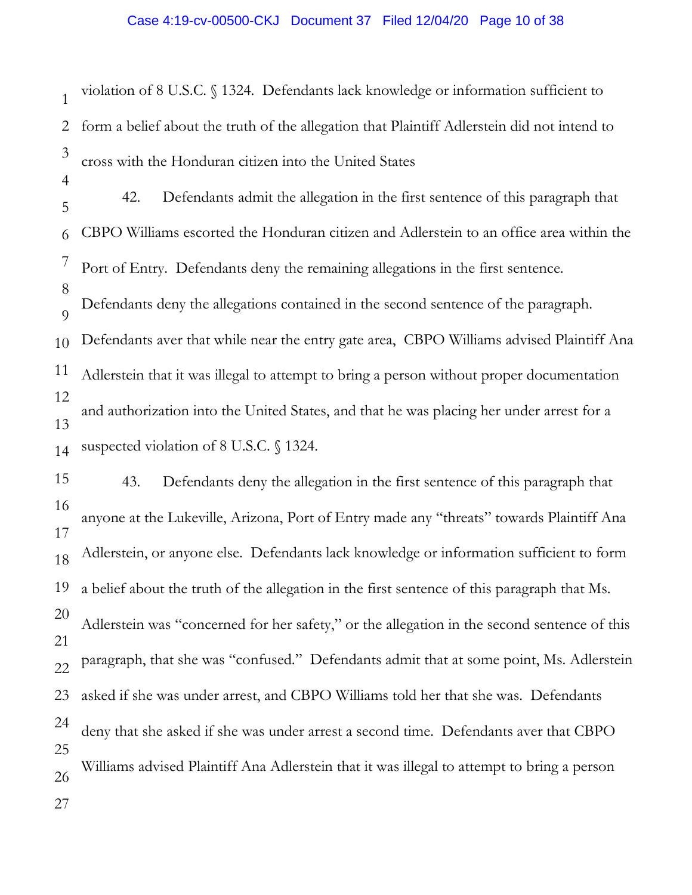violation of 8 U.S.C. § 1324. Defendants lack knowledge or information sufficient to form a belief about the truth of the allegation that Plaintiff Adlerstein did not intend to cross with the Honduran citizen into the United States

42. Defendants admit the allegation in the first sentence of this paragraph that CBPO Williams escorted the Honduran citizen and Adlerstein to an office area within the Port of Entry. Defendants deny the remaining allegations in the first sentence. Defendants deny the allegations contained in the second sentence of the paragraph. Defendants aver that while near the entry gate area, CBPO Williams advised Plaintiff Ana Adlerstein that it was illegal to attempt to bring a person without proper documentation and authorization into the United States, and that he was placing her under arrest for a suspected violation of 8 U.S.C. § 1324.

43. Defendants deny the allegation in the first sentence of this paragraph that anyone at the Lukeville, Arizona, Port of Entry made any "threats" towards Plaintiff Ana Adlerstein, or anyone else. Defendants lack knowledge or information sufficient to form a belief about the truth of the allegation in the first sentence of this paragraph that Ms. Adlerstein was "concerned for her safety," or the allegation in the second sentence of this paragraph, that she was "confused." Defendants admit that at some point, Ms. Adlerstein asked if she was under arrest, and CBPO Williams told her that she was. Defendants deny that she asked if she was under arrest a second time. Defendants aver that CBPO Williams advised Plaintiff Ana Adlerstein that it was illegal to attempt to bring a person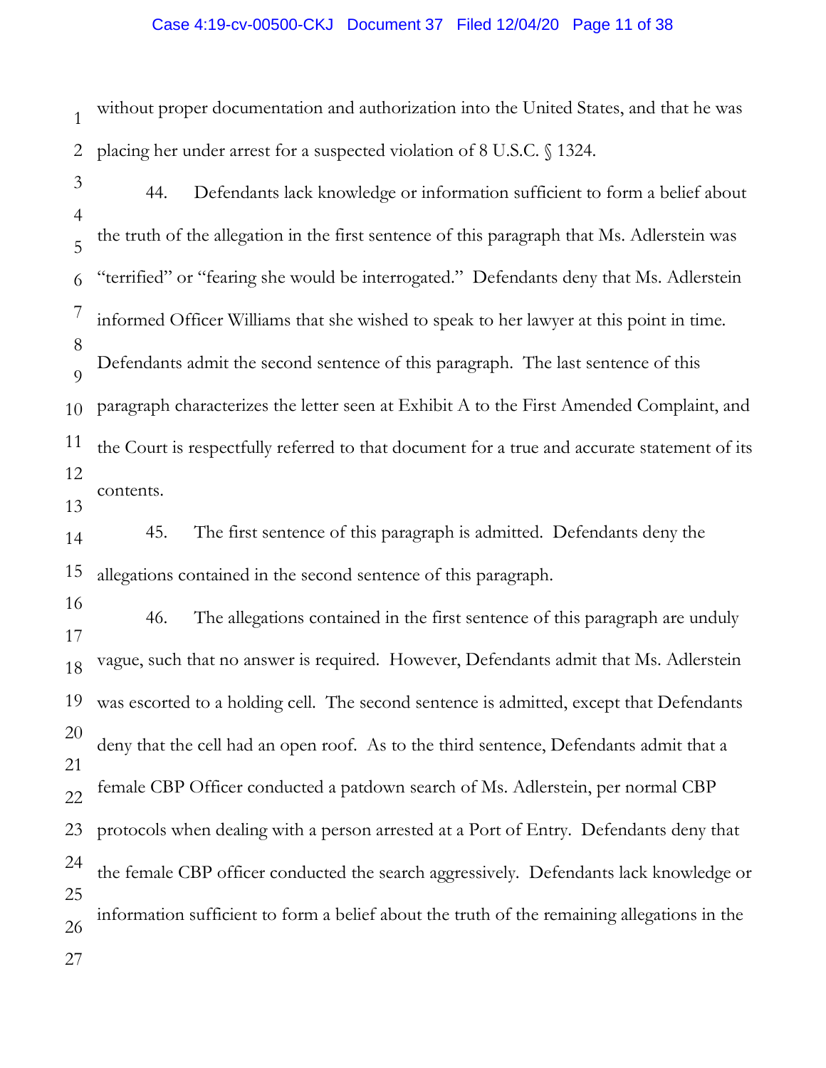without proper documentation and authorization into the United States, and that he was placing her under arrest for a suspected violation of 8 U.S.C. § 1324.

44. Defendants lack knowledge or information sufficient to form a belief about the truth of the allegation in the first sentence of this paragraph that Ms. Adlerstein was "terrified" or "fearing she would be interrogated." Defendants deny that Ms. Adlerstein informed Officer Williams that she wished to speak to her lawyer at this point in time. Defendants admit the second sentence of this paragraph. The last sentence of this paragraph characterizes the letter seen at Exhibit A to the First Amended Complaint, and the Court is respectfully referred to that document for a true and accurate statement of its contents.

45. The first sentence of this paragraph is admitted. Defendants deny the allegations contained in the second sentence of this paragraph.

46. The allegations contained in the first sentence of this paragraph are unduly vague, such that no answer is required. However, Defendants admit that Ms. Adlerstein was escorted to a holding cell. The second sentence is admitted, except that Defendants deny that the cell had an open roof. As to the third sentence, Defendants admit that a female CBP Officer conducted a patdown search of Ms. Adlerstein, per normal CBP protocols when dealing with a person arrested at a Port of Entry. Defendants deny that the female CBP officer conducted the search aggressively. Defendants lack knowledge or information sufficient to form a belief about the truth of the remaining allegations in the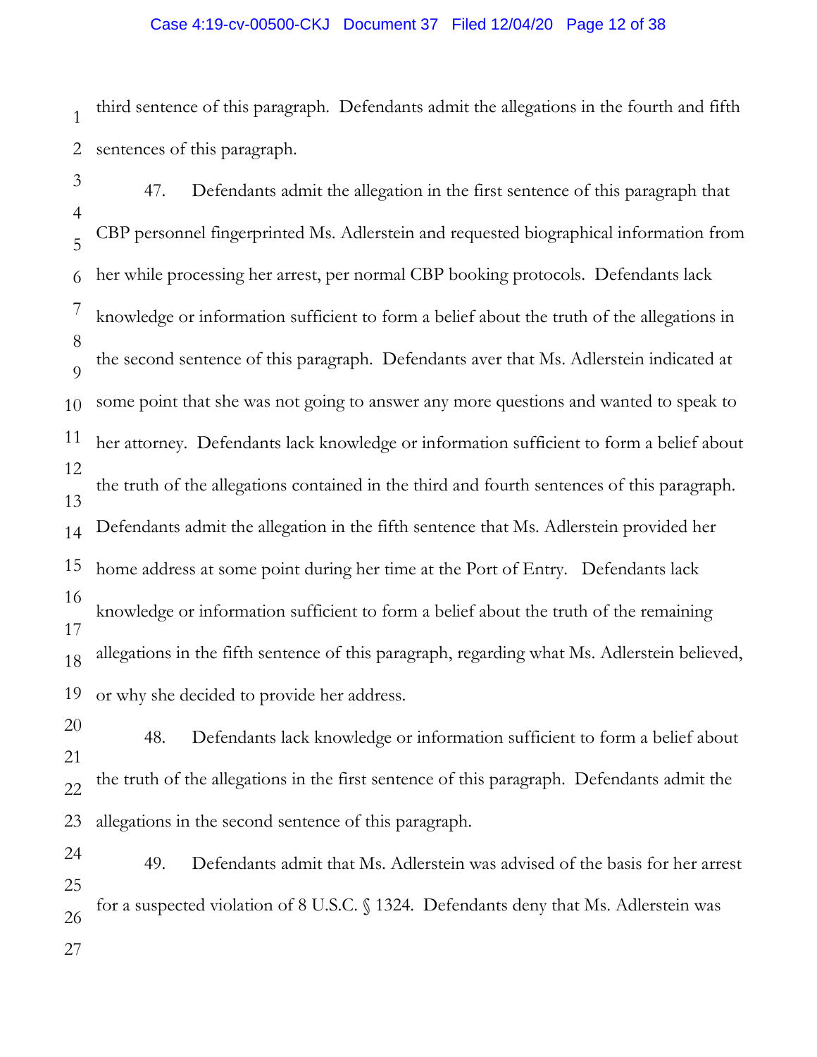third sentence of this paragraph. Defendants admit the allegations in the fourth and fifth sentences of this paragraph.

47. Defendants admit the allegation in the first sentence of this paragraph that CBP personnel fingerprinted Ms. Adlerstein and requested biographical information from her while processing her arrest, per normal CBP booking protocols. Defendants lack knowledge or information sufficient to form a belief about the truth of the allegations in the second sentence of this paragraph. Defendants aver that Ms. Adlerstein indicated at some point that she was not going to answer any more questions and wanted to speak to her attorney. Defendants lack knowledge or information sufficient to form a belief about the truth of the allegations contained in the third and fourth sentences of this paragraph. Defendants admit the allegation in the fifth sentence that Ms. Adlerstein provided her home address at some point during her time at the Port of Entry. Defendants lack knowledge or information sufficient to form a belief about the truth of the remaining allegations in the fifth sentence of this paragraph, regarding what Ms. Adlerstein believed, or why she decided to provide her address.

48. Defendants lack knowledge or information sufficient to form a belief about the truth of the allegations in the first sentence of this paragraph. Defendants admit the allegations in the second sentence of this paragraph.

49. Defendants admit that Ms. Adlerstein was advised of the basis for her arrest for a suspected violation of 8 U.S.C. § 1324. Defendants deny that Ms. Adlerstein was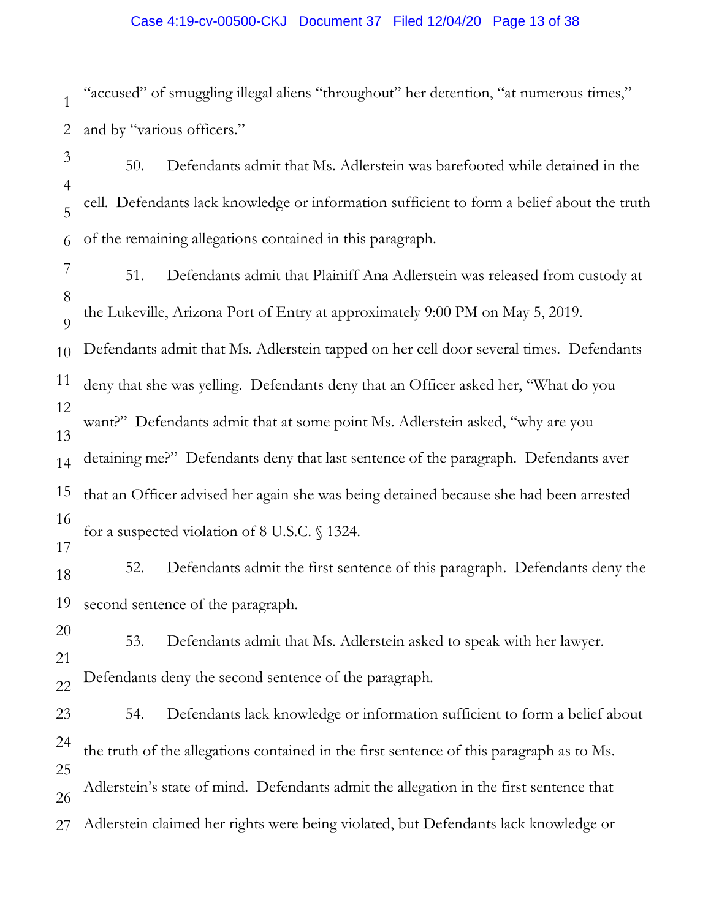"accused" of smuggling illegal aliens "throughout" her detention, "at numerous times," and by "various officers."

50. Defendants admit that Ms. Adlerstein was barefooted while detained in the cell. Defendants lack knowledge or information sufficient to form a belief about the truth of the remaining allegations contained in this paragraph.

51. Defendants admit that Plainiff Ana Adlerstein was released from custody at the Lukeville, Arizona Port of Entry at approximately 9:00 PM on May 5, 2019. Defendants admit that Ms. Adlerstein tapped on her cell door several times. Defendants deny that she was yelling. Defendants deny that an Officer asked her, "What do you want?" Defendants admit that at some point Ms. Adlerstein asked, "why are you detaining me?" Defendants deny that last sentence of the paragraph. Defendants aver that an Officer advised her again she was being detained because she had been arrested for a suspected violation of 8 U.S.C. § 1324.

52. Defendants admit the first sentence of this paragraph. Defendants deny the second sentence of the paragraph.

53. Defendants admit that Ms. Adlerstein asked to speak with her lawyer. Defendants deny the second sentence of the paragraph.

54. Defendants lack knowledge or information sufficient to form a belief about the truth of the allegations contained in the first sentence of this paragraph as to Ms. Adlerstein's state of mind. Defendants admit the allegation in the first sentence that Adlerstein claimed her rights were being violated, but Defendants lack knowledge or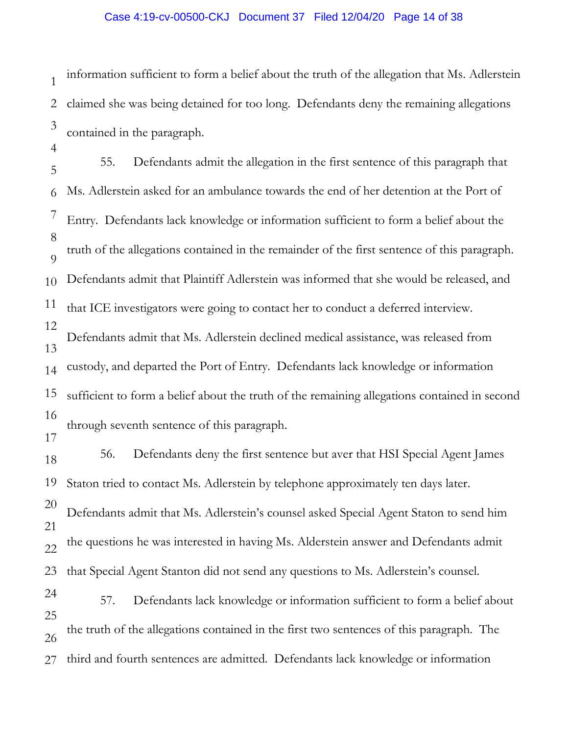information sufficient to form a belief about the truth of the allegation that Ms. Adlerstein claimed she was being detained for too long. Defendants deny the remaining allegations contained in the paragraph.

55. Defendants admit the allegation in the first sentence of this paragraph that Ms. Adlerstein asked for an ambulance towards the end of her detention at the Port of Entry. Defendants lack knowledge or information sufficient to form a belief about the truth of the allegations contained in the remainder of the first sentence of this paragraph. Defendants admit that Plaintiff Adlerstein was informed that she would be released, and that ICE investigators were going to contact her to conduct a deferred interview. Defendants admit that Ms. Adlerstein declined medical assistance, was released from custody, and departed the Port of Entry. Defendants lack knowledge or information sufficient to form a belief about the truth of the remaining allegations contained in second through seventh sentence of this paragraph.

56. Defendants deny the first sentence but aver that HSI Special Agent James Staton tried to contact Ms. Adlerstein by telephone approximately ten days later. Defendants admit that Ms. Adlerstein's counsel asked Special Agent Staton to send him the questions he was interested in having Ms. Alderstein answer and Defendants admit that Special Agent Stanton did not send any questions to Ms. Adlerstein's counsel.

57. Defendants lack knowledge or information sufficient to form a belief about the truth of the allegations contained in the first two sentences of this paragraph. The third and fourth sentences are admitted. Defendants lack knowledge or information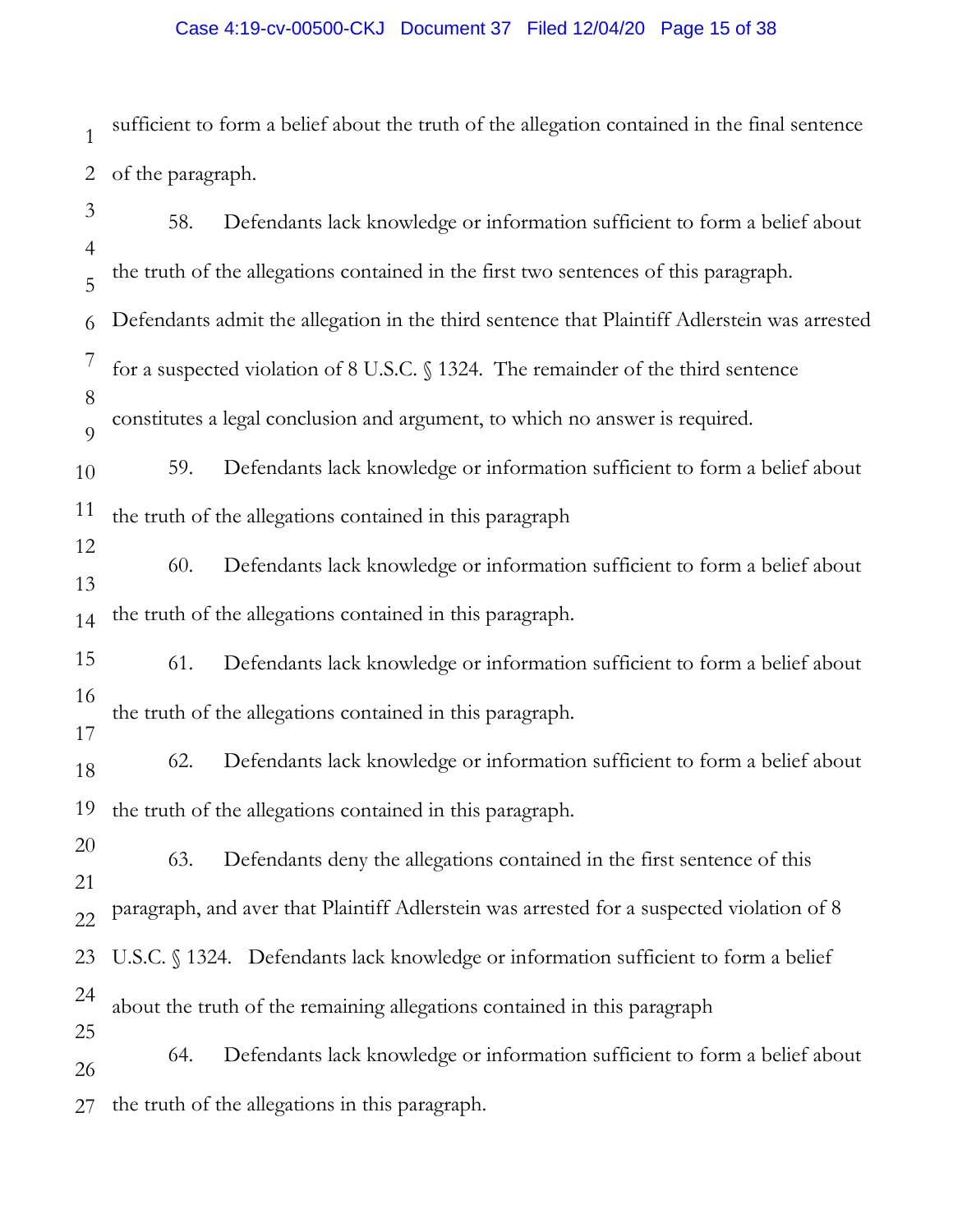sufficient to form a belief about the truth of the allegation contained in the final sentence of the paragraph.

58. Defendants lack knowledge or information sufficient to form a belief about the truth of the allegations contained in the first two sentences of this paragraph. Defendants admit the allegation in the third sentence that Plaintiff Adlerstein was arrested for a suspected violation of 8 U.S.C. § 1324. The remainder of the third sentence constitutes a legal conclusion and argument, to which no answer is required.

59. Defendants lack knowledge or information sufficient to form a belief about the truth of the allegations contained in this paragraph

60. Defendants lack knowledge or information sufficient to form a belief about the truth of the allegations contained in this paragraph.

61. Defendants lack knowledge or information sufficient to form a belief about the truth of the allegations contained in this paragraph.

62. Defendants lack knowledge or information sufficient to form a belief about the truth of the allegations contained in this paragraph.

63. Defendants deny the allegations contained in the first sentence of this paragraph, and aver that Plaintiff Adlerstein was arrested for a suspected violation of 8 U.S.C. § 1324. Defendants lack knowledge or information sufficient to form a belief about the truth of the remaining allegations contained in this paragraph

64. Defendants lack knowledge or information sufficient to form a belief about the truth of the allegations in this paragraph.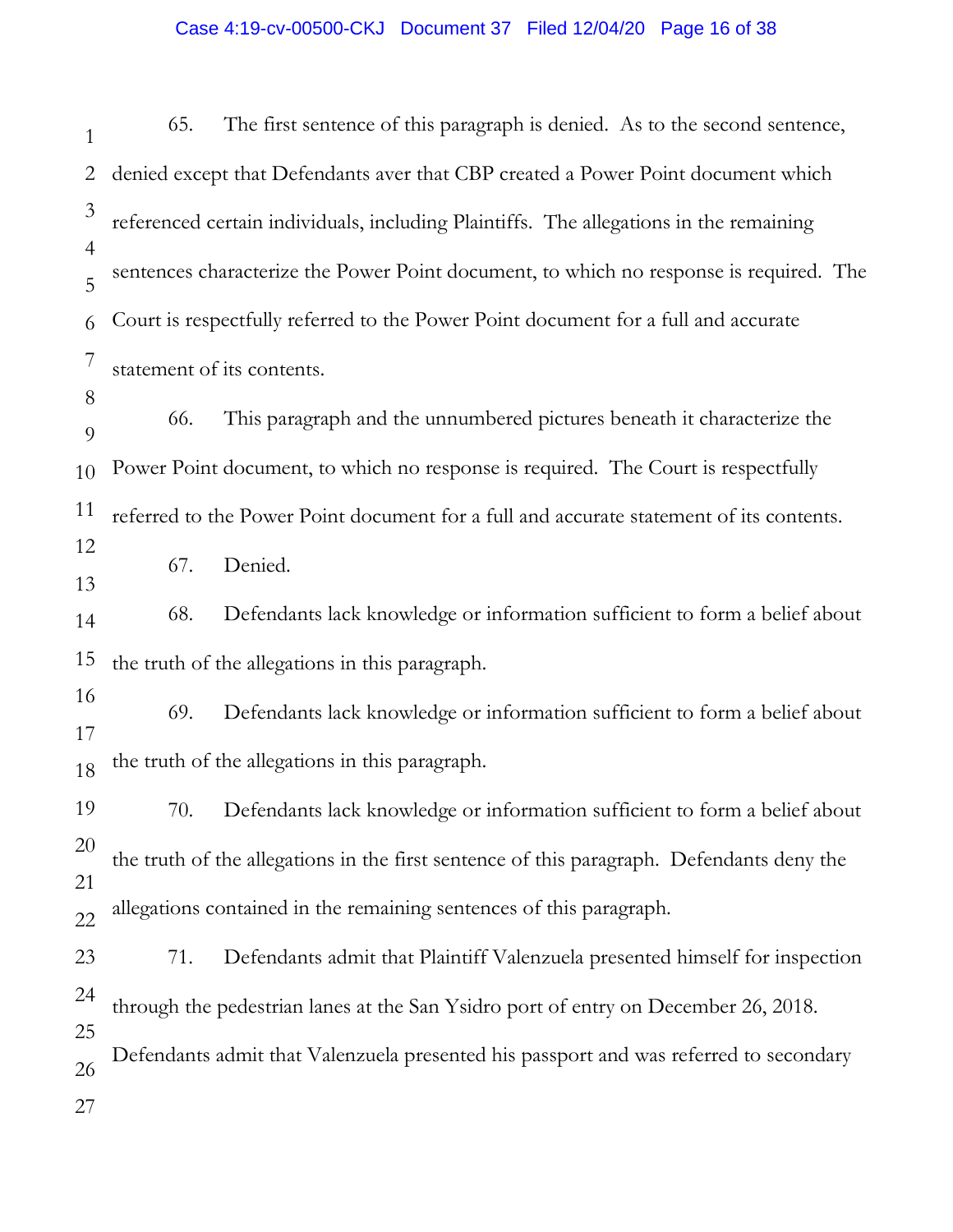65. The first sentence of this paragraph is denied. As to the second sentence, denied except that Defendants aver that CBP created a Power Point document which referenced certain individuals, including Plaintiffs. The allegations in the remaining sentences characterize the Power Point document, to which no response is required. The Court is respectfully referred to the Power Point document for a full and accurate statement of its contents.

66. This paragraph and the unnumbered pictures beneath it characterize the Power Point document, to which no response is required. The Court is respectfully referred to the Power Point document for a full and accurate statement of its contents.

67. Denied.

68. Defendants lack knowledge or information sufficient to form a belief about the truth of the allegations in this paragraph.

69. Defendants lack knowledge or information sufficient to form a belief about the truth of the allegations in this paragraph.

70. Defendants lack knowledge or information sufficient to form a belief about the truth of the allegations in the first sentence of this paragraph. Defendants deny the allegations contained in the remaining sentences of this paragraph.

71. Defendants admit that Plaintiff Valenzuela presented himself for inspection through the pedestrian lanes at the San Ysidro port of entry on December 26, 2018. Defendants admit that Valenzuela presented his passport and was referred to secondary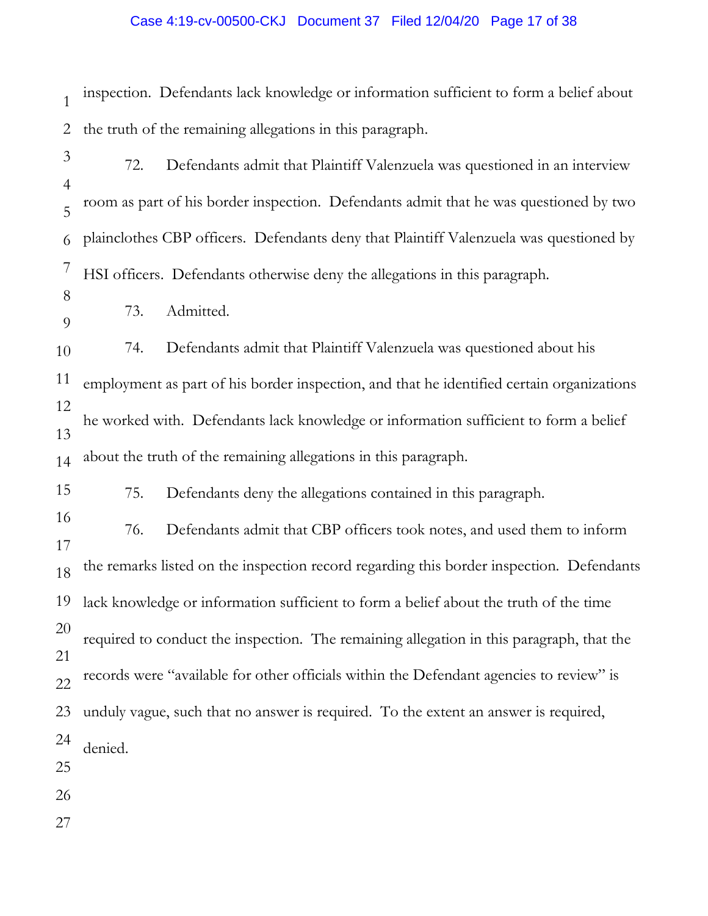inspection. Defendants lack knowledge or information sufficient to form a belief about the truth of the remaining allegations in this paragraph.

72. Defendants admit that Plaintiff Valenzuela was questioned in an interview room as part of his border inspection. Defendants admit that he was questioned by two plainclothes CBP officers. Defendants deny that Plaintiff Valenzuela was questioned by HSI officers. Defendants otherwise deny the allegations in this paragraph.

73. Admitted.

74. Defendants admit that Plaintiff Valenzuela was questioned about his employment as part of his border inspection, and that he identified certain organizations he worked with. Defendants lack knowledge or information sufficient to form a belief about the truth of the remaining allegations in this paragraph.

75. Defendants deny the allegations contained in this paragraph.

76. Defendants admit that CBP officers took notes, and used them to inform the remarks listed on the inspection record regarding this border inspection. Defendants lack knowledge or information sufficient to form a belief about the truth of the time required to conduct the inspection. The remaining allegation in this paragraph, that the records were "available for other officials within the Defendant agencies to review" is unduly vague, such that no answer is required. To the extent an answer is required, denied.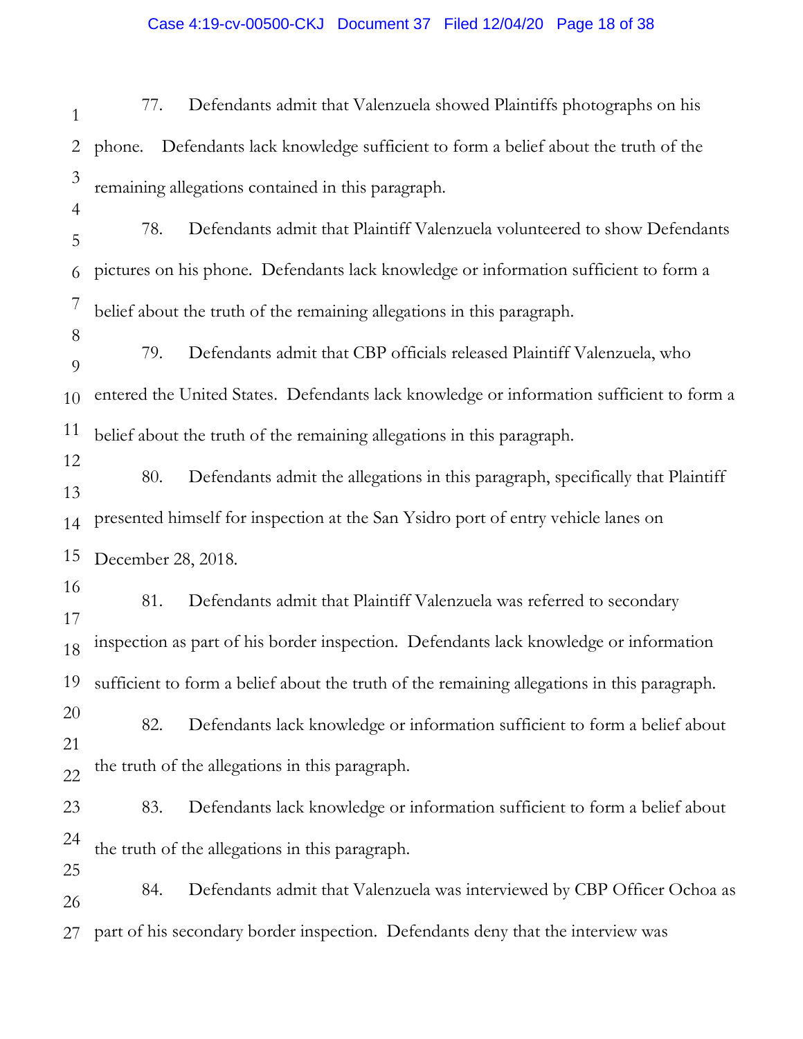77. Defendants admit that Valenzuela showed Plaintiffs photographs on his phone. Defendants lack knowledge sufficient to form a belief about the truth of the remaining allegations contained in this paragraph.

78. Defendants admit that Plaintiff Valenzuela volunteered to show Defendants pictures on his phone. Defendants lack knowledge or information sufficient to form a belief about the truth of the remaining allegations in this paragraph.

79. Defendants admit that CBP officials released Plaintiff Valenzuela, who entered the United States. Defendants lack knowledge or information sufficient to form a belief about the truth of the remaining allegations in this paragraph.

80. Defendants admit the allegations in this paragraph, specifically that Plaintiff presented himself for inspection at the San Ysidro port of entry vehicle lanes on December 28, 2018.

81. Defendants admit that Plaintiff Valenzuela was referred to secondary inspection as part of his border inspection. Defendants lack knowledge or information sufficient to form a belief about the truth of the remaining allegations in this paragraph.

82. Defendants lack knowledge or information sufficient to form a belief about the truth of the allegations in this paragraph.

83. Defendants lack knowledge or information sufficient to form a belief about the truth of the allegations in this paragraph.

84. Defendants admit that Valenzuela was interviewed by CBP Officer Ochoa as part of his secondary border inspection. Defendants deny that the interview was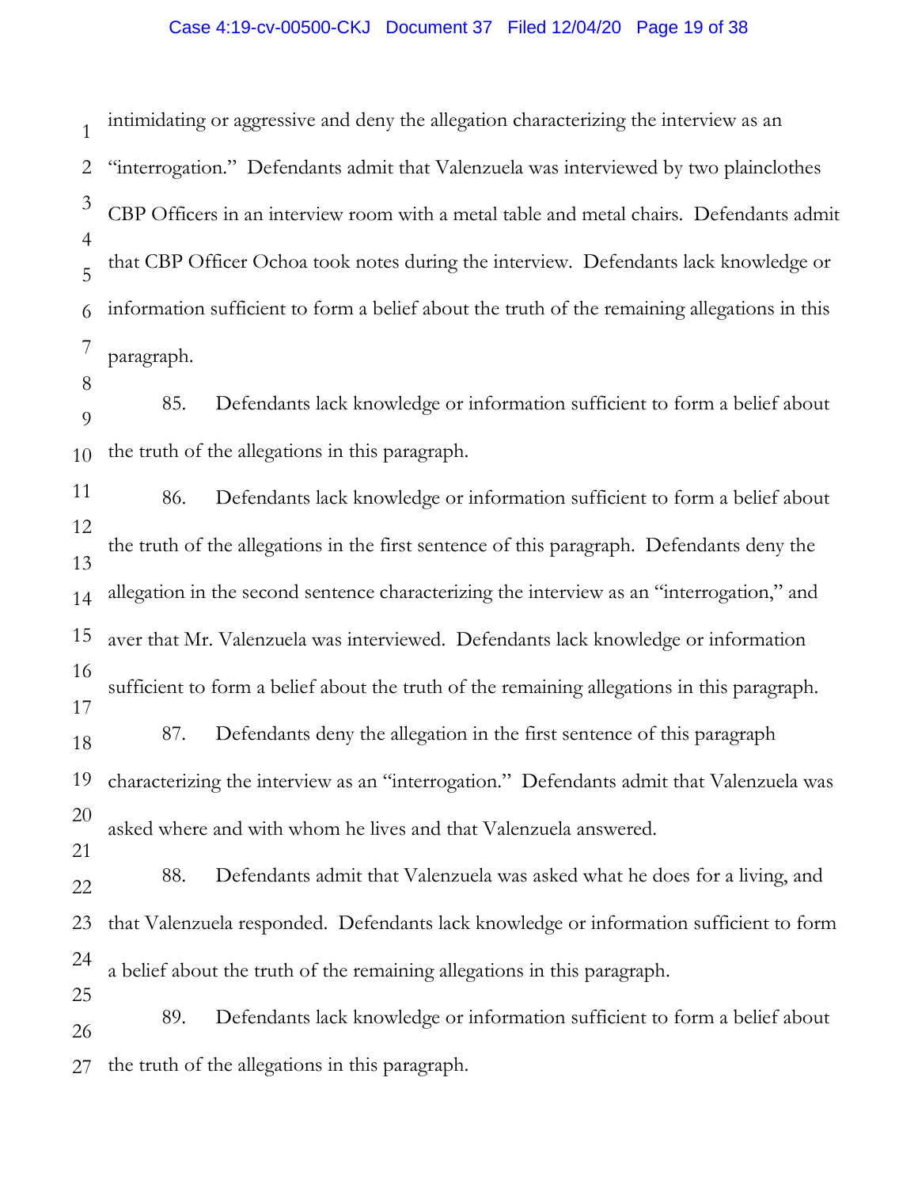intimidating or aggressive and deny the allegation characterizing the interview as an "interrogation." Defendants admit that Valenzuela was interviewed by two plainclothes CBP Officers in an interview room with a metal table and metal chairs. Defendants admit that CBP Officer Ochoa took notes during the interview. Defendants lack knowledge or information sufficient to form a belief about the truth of the remaining allegations in this paragraph.

85. Defendants lack knowledge or information sufficient to form a belief about the truth of the allegations in this paragraph.

86. Defendants lack knowledge or information sufficient to form a belief about the truth of the allegations in the first sentence of this paragraph. Defendants deny the allegation in the second sentence characterizing the interview as an "interrogation," and aver that Mr. Valenzuela was interviewed. Defendants lack knowledge or information sufficient to form a belief about the truth of the remaining allegations in this paragraph.

87. Defendants deny the allegation in the first sentence of this paragraph characterizing the interview as an "interrogation." Defendants admit that Valenzuela was asked where and with whom he lives and that Valenzuela answered.

88. Defendants admit that Valenzuela was asked what he does for a living, and that Valenzuela responded. Defendants lack knowledge or information sufficient to form a belief about the truth of the remaining allegations in this paragraph.

89. Defendants lack knowledge or information sufficient to form a belief about the truth of the allegations in this paragraph.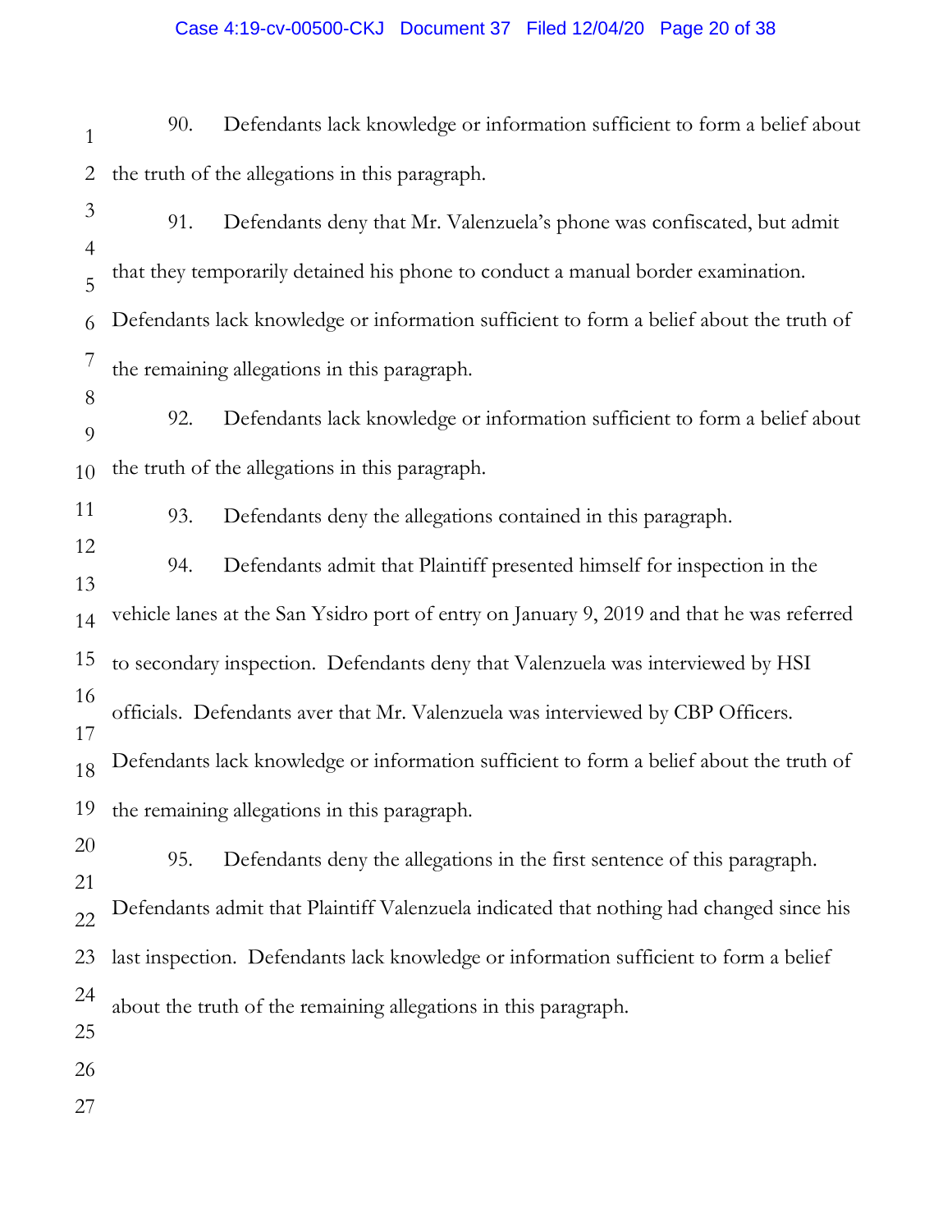90. Defendants lack knowledge or information sufficient to form a belief about the truth of the allegations in this paragraph.

91. Defendants deny that Mr. Valenzuela's phone was confiscated, but admit that they temporarily detained his phone to conduct a manual border examination. Defendants lack knowledge or information sufficient to form a belief about the truth of the remaining allegations in this paragraph.

92. Defendants lack knowledge or information sufficient to form a belief about the truth of the allegations in this paragraph.

93. Defendants deny the allegations contained in this paragraph.

94. Defendants admit that Plaintiff presented himself for inspection in the vehicle lanes at the San Ysidro port of entry on January 9, 2019 and that he was referred to secondary inspection. Defendants deny that Valenzuela was interviewed by HSI officials. Defendants aver that Mr. Valenzuela was interviewed by CBP Officers. Defendants lack knowledge or information sufficient to form a belief about the truth of the remaining allegations in this paragraph.

95. Defendants deny the allegations in the first sentence of this paragraph. Defendants admit that Plaintiff Valenzuela indicated that nothing had changed since his last inspection. Defendants lack knowledge or information sufficient to form a belief about the truth of the remaining allegations in this paragraph.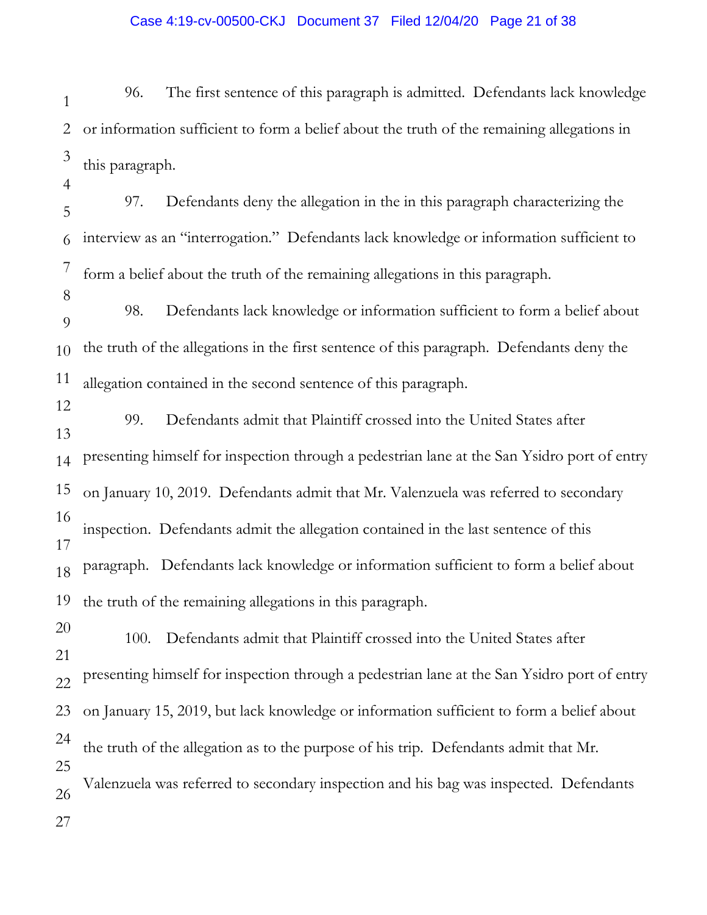96. The first sentence of this paragraph is admitted. Defendants lack knowledge or information sufficient to form a belief about the truth of the remaining allegations in this paragraph.

97. Defendants deny the allegation in the in this paragraph characterizing the interview as an "interrogation." Defendants lack knowledge or information sufficient to form a belief about the truth of the remaining allegations in this paragraph.

98. Defendants lack knowledge or information sufficient to form a belief about the truth of the allegations in the first sentence of this paragraph. Defendants deny the allegation contained in the second sentence of this paragraph.

99. Defendants admit that Plaintiff crossed into the United States after presenting himself for inspection through a pedestrian lane at the San Ysidro port of entry on January 10, 2019. Defendants admit that Mr. Valenzuela was referred to secondary inspection. Defendants admit the allegation contained in the last sentence of this paragraph. Defendants lack knowledge or information sufficient to form a belief about the truth of the remaining allegations in this paragraph.

100. Defendants admit that Plaintiff crossed into the United States after presenting himself for inspection through a pedestrian lane at the San Ysidro port of entry on January 15, 2019, but lack knowledge or information sufficient to form a belief about the truth of the allegation as to the purpose of his trip. Defendants admit that Mr. Valenzuela was referred to secondary inspection and his bag was inspected. Defendants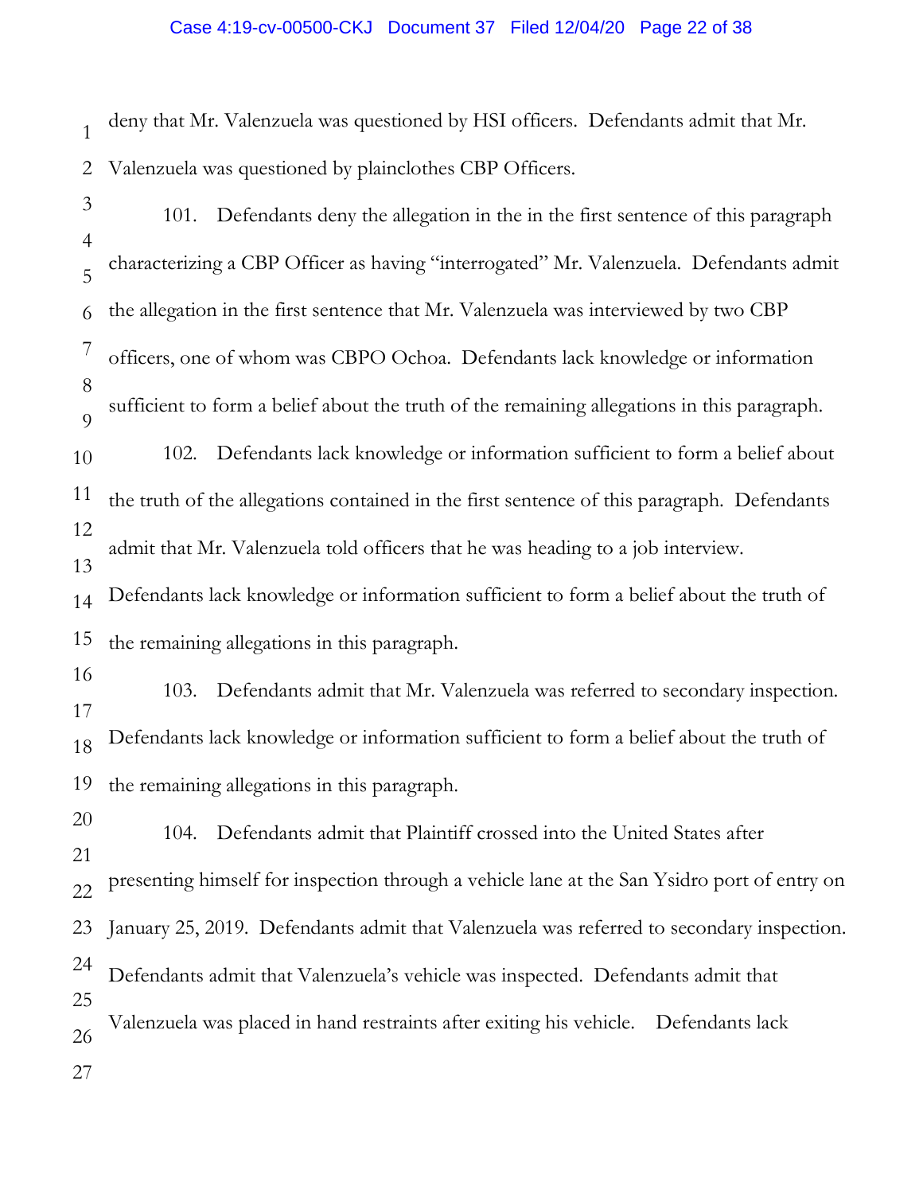deny that Mr. Valenzuela was questioned by HSI officers. Defendants admit that Mr. Valenzuela was questioned by plainclothes CBP Officers.

101. Defendants deny the allegation in the in the first sentence of this paragraph characterizing a CBP Officer as having "interrogated" Mr. Valenzuela. Defendants admit the allegation in the first sentence that Mr. Valenzuela was interviewed by two CBP officers, one of whom was CBPO Ochoa. Defendants lack knowledge or information sufficient to form a belief about the truth of the remaining allegations in this paragraph.

102. Defendants lack knowledge or information sufficient to form a belief about the truth of the allegations contained in the first sentence of this paragraph. Defendants admit that Mr. Valenzuela told officers that he was heading to a job interview. Defendants lack knowledge or information sufficient to form a belief about the truth of the remaining allegations in this paragraph.

103. Defendants admit that Mr. Valenzuela was referred to secondary inspection. Defendants lack knowledge or information sufficient to form a belief about the truth of the remaining allegations in this paragraph.

104. Defendants admit that Plaintiff crossed into the United States after presenting himself for inspection through a vehicle lane at the San Ysidro port of entry on January 25, 2019. Defendants admit that Valenzuela was referred to secondary inspection. Defendants admit that Valenzuela's vehicle was inspected. Defendants admit that Valenzuela was placed in hand restraints after exiting his vehicle. Defendants lack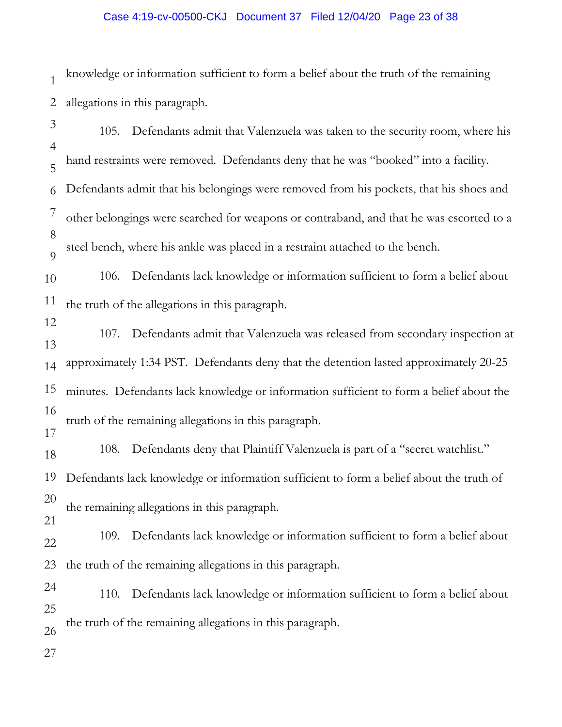knowledge or information sufficient to form a belief about the truth of the remaining allegations in this paragraph.

105. Defendants admit that Valenzuela was taken to the security room, where his hand restraints were removed. Defendants deny that he was "booked" into a facility. Defendants admit that his belongings were removed from his pockets, that his shoes and other belongings were searched for weapons or contraband, and that he was escorted to a steel bench, where his ankle was placed in a restraint attached to the bench.

106. Defendants lack knowledge or information sufficient to form a belief about the truth of the allegations in this paragraph.

107. Defendants admit that Valenzuela was released from secondary inspection at approximately 1:34 PST. Defendants deny that the detention lasted approximately 20-25 minutes. Defendants lack knowledge or information sufficient to form a belief about the truth of the remaining allegations in this paragraph.

108. Defendants deny that Plaintiff Valenzuela is part of a "secret watchlist." Defendants lack knowledge or information sufficient to form a belief about the truth of the remaining allegations in this paragraph.

109. Defendants lack knowledge or information sufficient to form a belief about the truth of the remaining allegations in this paragraph.

110. Defendants lack knowledge or information sufficient to form a belief about the truth of the remaining allegations in this paragraph.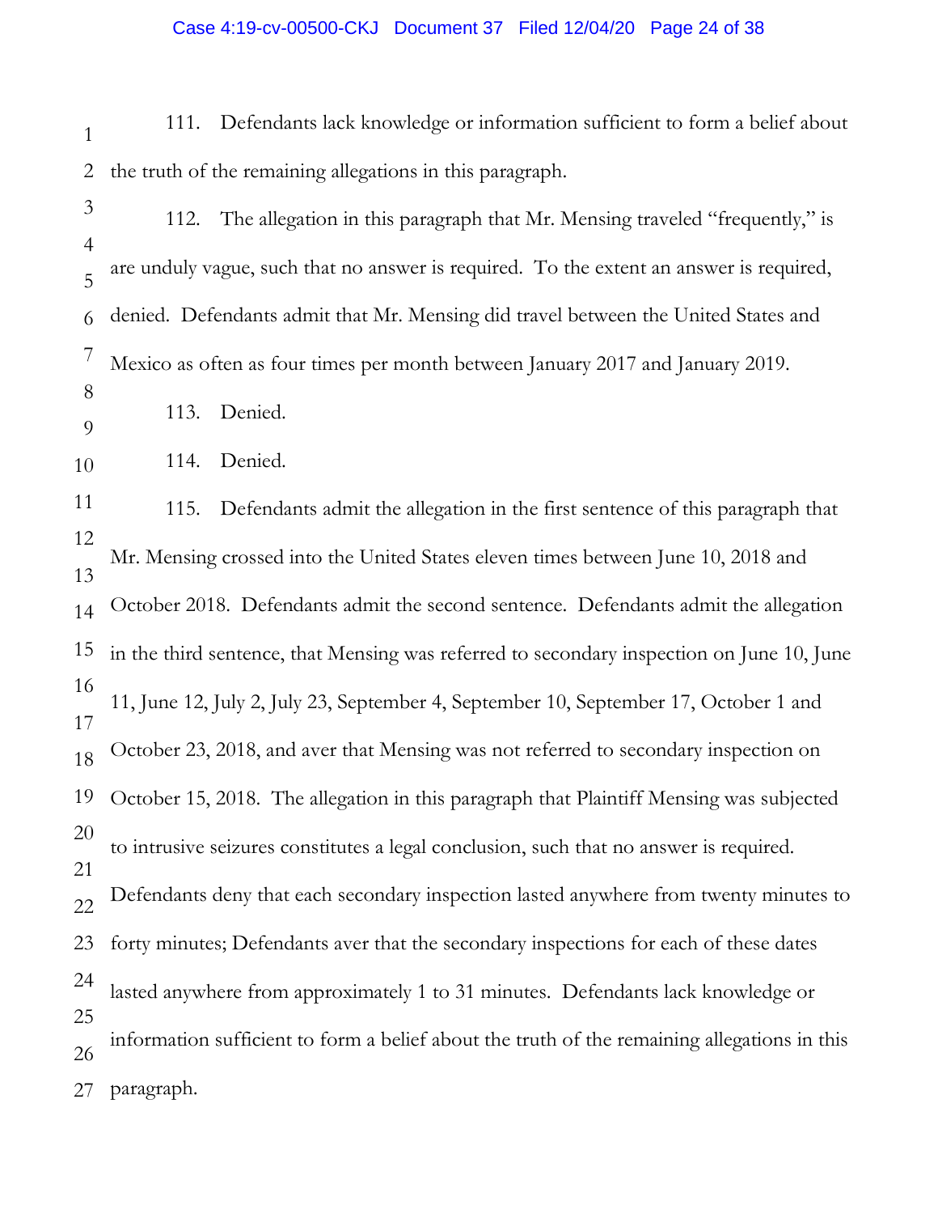111. Defendants lack knowledge or information sufficient to form a belief about the truth of the remaining allegations in this paragraph.

112. The allegation in this paragraph that Mr. Mensing traveled "frequently," is are unduly vague, such that no answer is required. To the extent an answer is required, denied. Defendants admit that Mr. Mensing did travel between the United States and Mexico as often as four times per month between January 2017 and January 2019.

113. Denied.

114. Denied.

115. Defendants admit the allegation in the first sentence of this paragraph that Mr. Mensing crossed into the United States eleven times between June 10, 2018 and October 2018. Defendants admit the second sentence. Defendants admit the allegation in the third sentence, that Mensing was referred to secondary inspection on June 10, June 11, June 12, July 2, July 23, September 4, September 10, September 17, October 1 and October 23, 2018, and aver that Mensing was not referred to secondary inspection on October 15, 2018. The allegation in this paragraph that Plaintiff Mensing was subjected to intrusive seizures constitutes a legal conclusion, such that no answer is required. Defendants deny that each secondary inspection lasted anywhere from twenty minutes to forty minutes; Defendants aver that the secondary inspections for each of these dates lasted anywhere from approximately 1 to 31 minutes. Defendants lack knowledge or information sufficient to form a belief about the truth of the remaining allegations in this paragraph.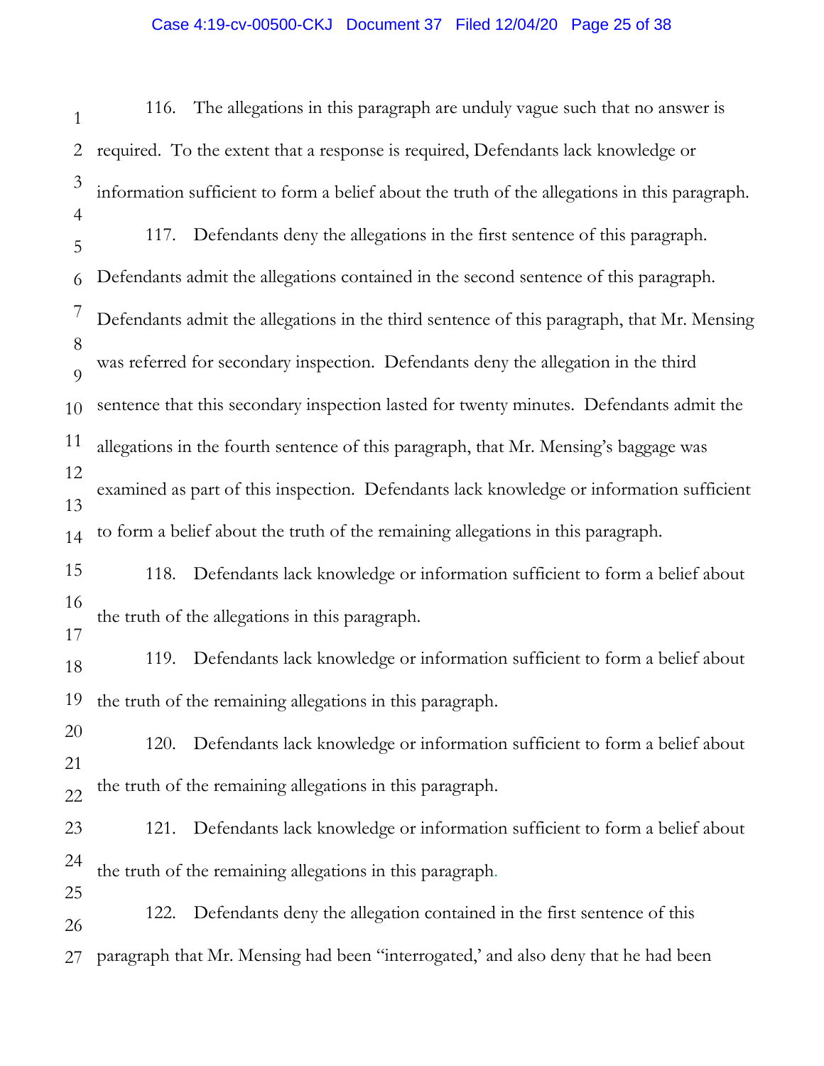116. The allegations in this paragraph are unduly vague such that no answer is required. To the extent that a response is required, Defendants lack knowledge or information sufficient to form a belief about the truth of the allegations in this paragraph.

117. Defendants deny the allegations in the first sentence of this paragraph. Defendants admit the allegations contained in the second sentence of this paragraph. Defendants admit the allegations in the third sentence of this paragraph, that Mr. Mensing was referred for secondary inspection. Defendants deny the allegation in the third sentence that this secondary inspection lasted for twenty minutes. Defendants admit the allegations in the fourth sentence of this paragraph, that Mr. Mensing's baggage was examined as part of this inspection. Defendants lack knowledge or information sufficient to form a belief about the truth of the remaining allegations in this paragraph.

118. Defendants lack knowledge or information sufficient to form a belief about the truth of the allegations in this paragraph.

119. Defendants lack knowledge or information sufficient to form a belief about the truth of the remaining allegations in this paragraph.

120. Defendants lack knowledge or information sufficient to form a belief about the truth of the remaining allegations in this paragraph.

121. Defendants lack knowledge or information sufficient to form a belief about the truth of the remaining allegations in this paragraph.

122. Defendants deny the allegation contained in the first sentence of this paragraph that Mr. Mensing had been "interrogated,' and also deny that he had been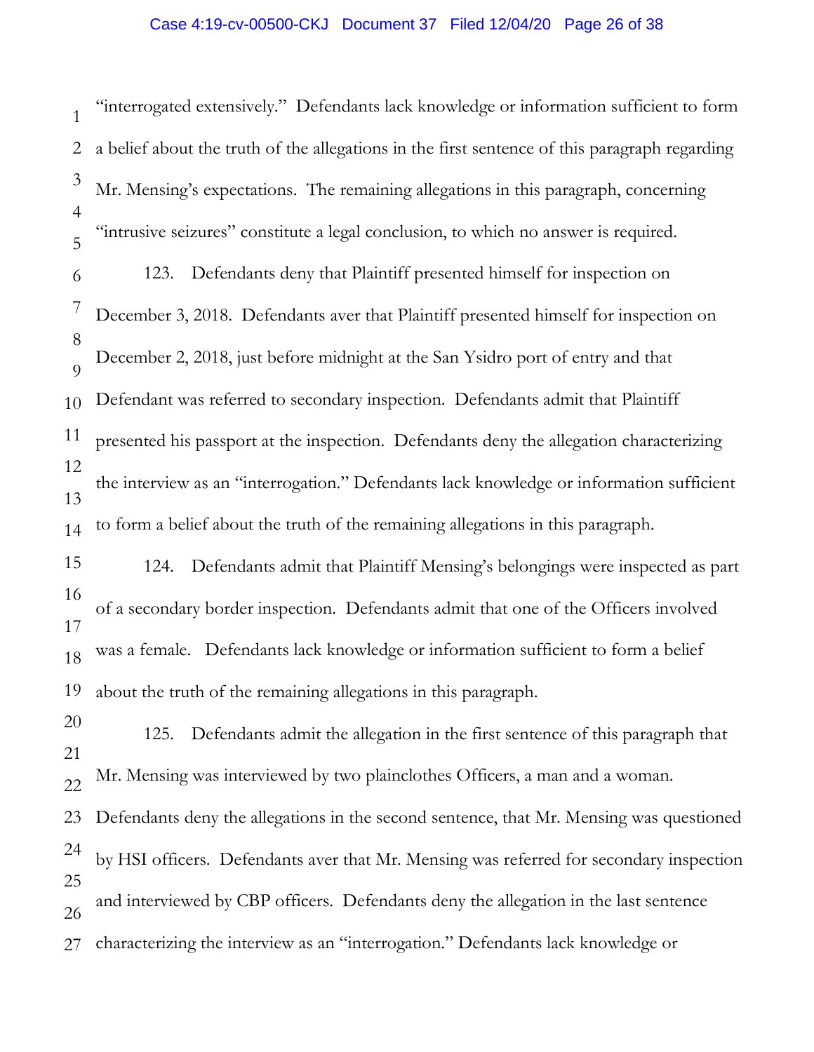"interrogated extensively." Defendants lack knowledge or information sufficient to form a belief about the truth of the allegations in the first sentence of this paragraph regarding Mr. Mensing's expectations. The remaining allegations in this paragraph, concerning "intrusive seizures" constitute a legal conclusion, to which no answer is required.

123. Defendants deny that Plaintiff presented himself for inspection on December 3, 2018. Defendants aver that Plaintiff presented himself for inspection on December 2, 2018, just before midnight at the San Ysidro port of entry and that Defendant was referred to secondary inspection. Defendants admit that Plaintiff presented his passport at the inspection. Defendants deny the allegation characterizing the interview as an "interrogation." Defendants lack knowledge or information sufficient to form a belief about the truth of the remaining allegations in this paragraph.

124. Defendants admit that Plaintiff Mensing's belongings were inspected as part of a secondary border inspection. Defendants admit that one of the Officers involved was a female. Defendants lack knowledge or information sufficient to form a belief about the truth of the remaining allegations in this paragraph.

125. Defendants admit the allegation in the first sentence of this paragraph that Mr. Mensing was interviewed by two plainclothes Officers, a man and a woman. Defendants deny the allegations in the second sentence, that Mr. Mensing was questioned by HSI officers. Defendants aver that Mr. Mensing was referred for secondary inspection and interviewed by CBP officers. Defendants deny the allegation in the last sentence characterizing the interview as an "interrogation." Defendants lack knowledge or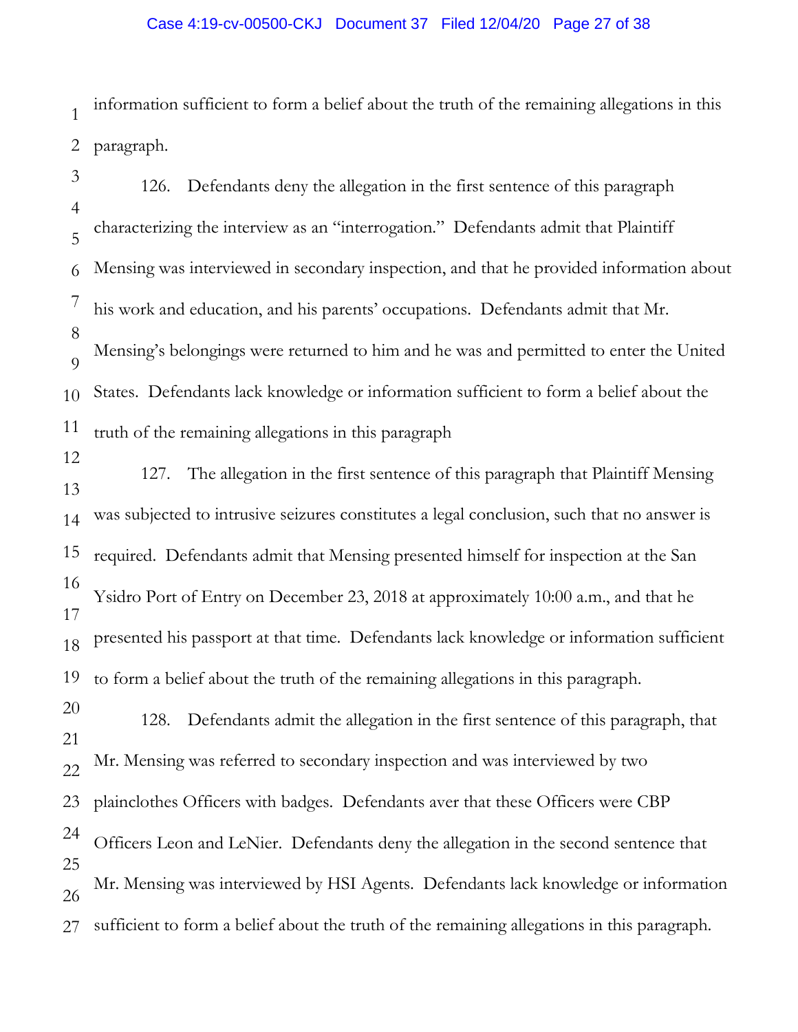information sufficient to form a belief about the truth of the remaining allegations in this paragraph.

126. Defendants deny the allegation in the first sentence of this paragraph characterizing the interview as an "interrogation." Defendants admit that Plaintiff Mensing was interviewed in secondary inspection, and that he provided information about his work and education, and his parents' occupations. Defendants admit that Mr. Mensing's belongings were returned to him and he was and permitted to enter the United States. Defendants lack knowledge or information sufficient to form a belief about the truth of the remaining allegations in this paragraph

127. The allegation in the first sentence of this paragraph that Plaintiff Mensing was subjected to intrusive seizures constitutes a legal conclusion, such that no answer is required. Defendants admit that Mensing presented himself for inspection at the San Ysidro Port of Entry on December 23, 2018 at approximately 10:00 a.m., and that he presented his passport at that time. Defendants lack knowledge or information sufficient to form a belief about the truth of the remaining allegations in this paragraph.

128. Defendants admit the allegation in the first sentence of this paragraph, that Mr. Mensing was referred to secondary inspection and was interviewed by two plainclothes Officers with badges. Defendants aver that these Officers were CBP Officers Leon and LeNier. Defendants deny the allegation in the second sentence that Mr. Mensing was interviewed by HSI Agents. Defendants lack knowledge or information sufficient to form a belief about the truth of the remaining allegations in this paragraph.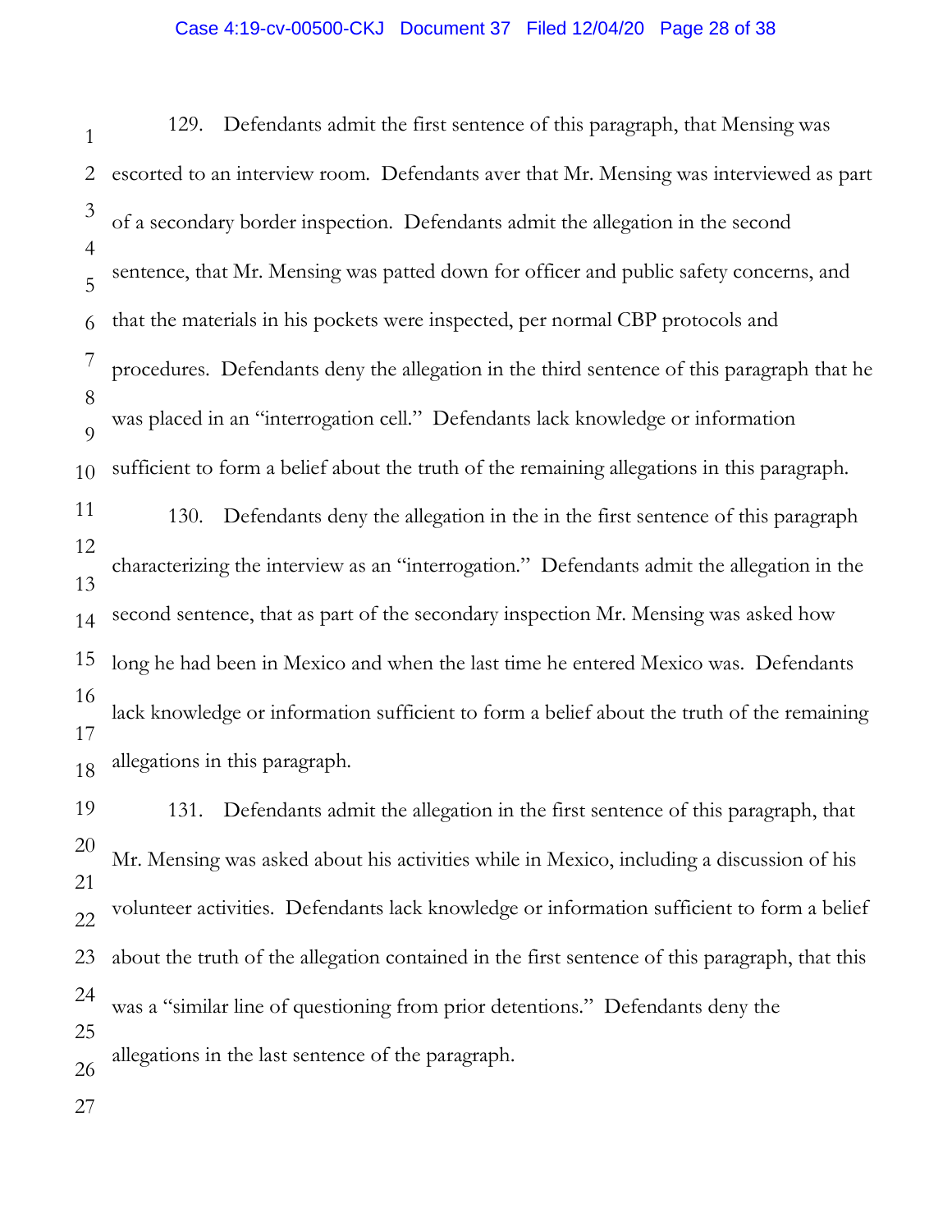129. Defendants admit the first sentence of this paragraph, that Mensing was escorted to an interview room. Defendants aver that Mr. Mensing was interviewed as part of a secondary border inspection. Defendants admit the allegation in the second sentence, that Mr. Mensing was patted down for officer and public safety concerns, and that the materials in his pockets were inspected, per normal CBP protocols and procedures. Defendants deny the allegation in the third sentence of this paragraph that he was placed in an "interrogation cell." Defendants lack knowledge or information sufficient to form a belief about the truth of the remaining allegations in this paragraph.

130. Defendants deny the allegation in the in the first sentence of this paragraph characterizing the interview as an "interrogation." Defendants admit the allegation in the second sentence, that as part of the secondary inspection Mr. Mensing was asked how long he had been in Mexico and when the last time he entered Mexico was. Defendants lack knowledge or information sufficient to form a belief about the truth of the remaining allegations in this paragraph.

131. Defendants admit the allegation in the first sentence of this paragraph, that Mr. Mensing was asked about his activities while in Mexico, including a discussion of his volunteer activities. Defendants lack knowledge or information sufficient to form a belief about the truth of the allegation contained in the first sentence of this paragraph, that this was a "similar line of questioning from prior detentions." Defendants deny the allegations in the last sentence of the paragraph.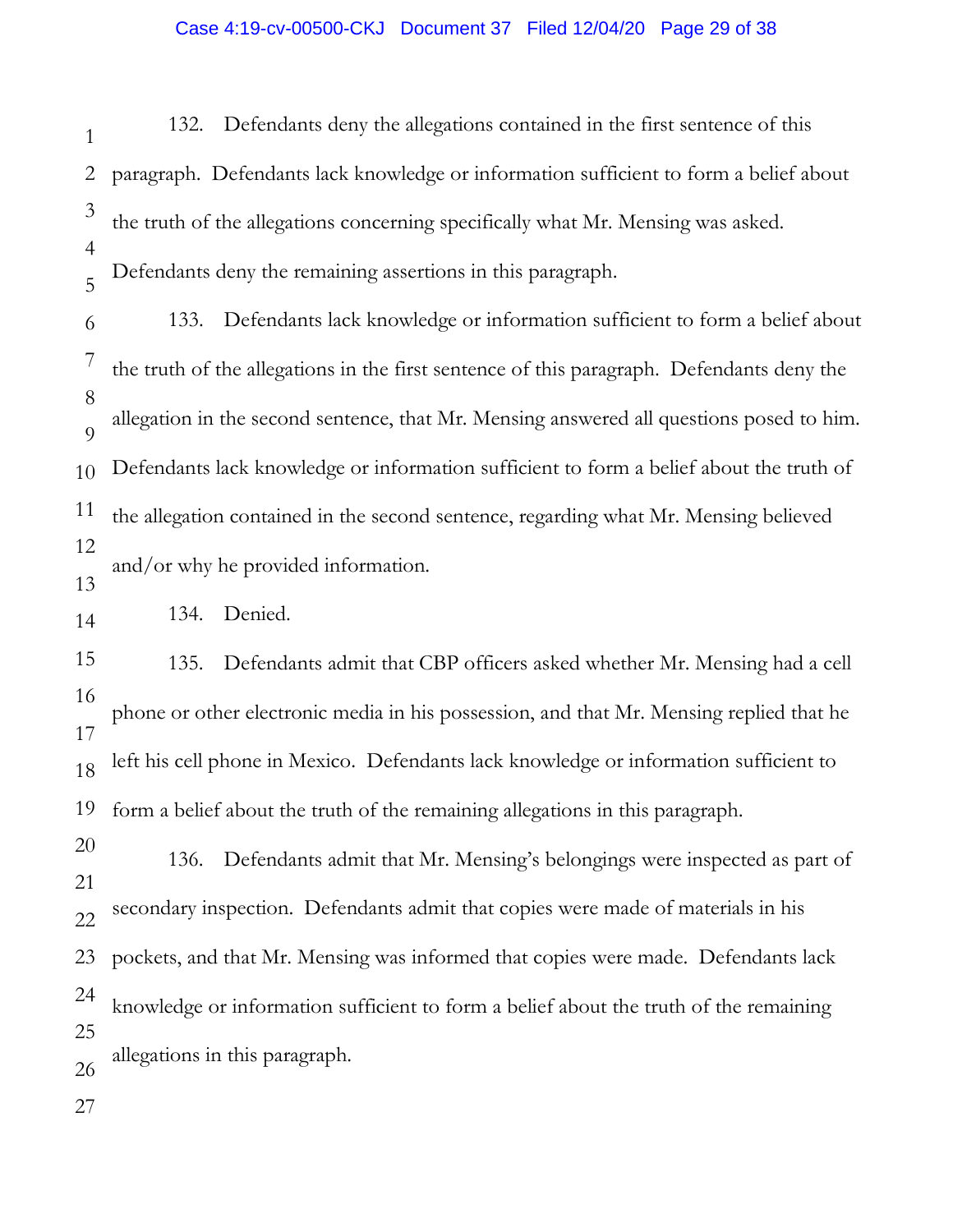132. Defendants deny the allegations contained in the first sentence of this paragraph. Defendants lack knowledge or information sufficient to form a belief about the truth of the allegations concerning specifically what Mr. Mensing was asked. Defendants deny the remaining assertions in this paragraph.

133. Defendants lack knowledge or information sufficient to form a belief about the truth of the allegations in the first sentence of this paragraph. Defendants deny the allegation in the second sentence, that Mr. Mensing answered all questions posed to him. Defendants lack knowledge or information sufficient to form a belief about the truth of the allegation contained in the second sentence, regarding what Mr. Mensing believed and/or why he provided information.

134. Denied.

135. Defendants admit that CBP officers asked whether Mr. Mensing had a cell phone or other electronic media in his possession, and that Mr. Mensing replied that he left his cell phone in Mexico. Defendants lack knowledge or information sufficient to form a belief about the truth of the remaining allegations in this paragraph.

136. Defendants admit that Mr. Mensing's belongings were inspected as part of secondary inspection. Defendants admit that copies were made of materials in his pockets, and that Mr. Mensing was informed that copies were made. Defendants lack knowledge or information sufficient to form a belief about the truth of the remaining allegations in this paragraph.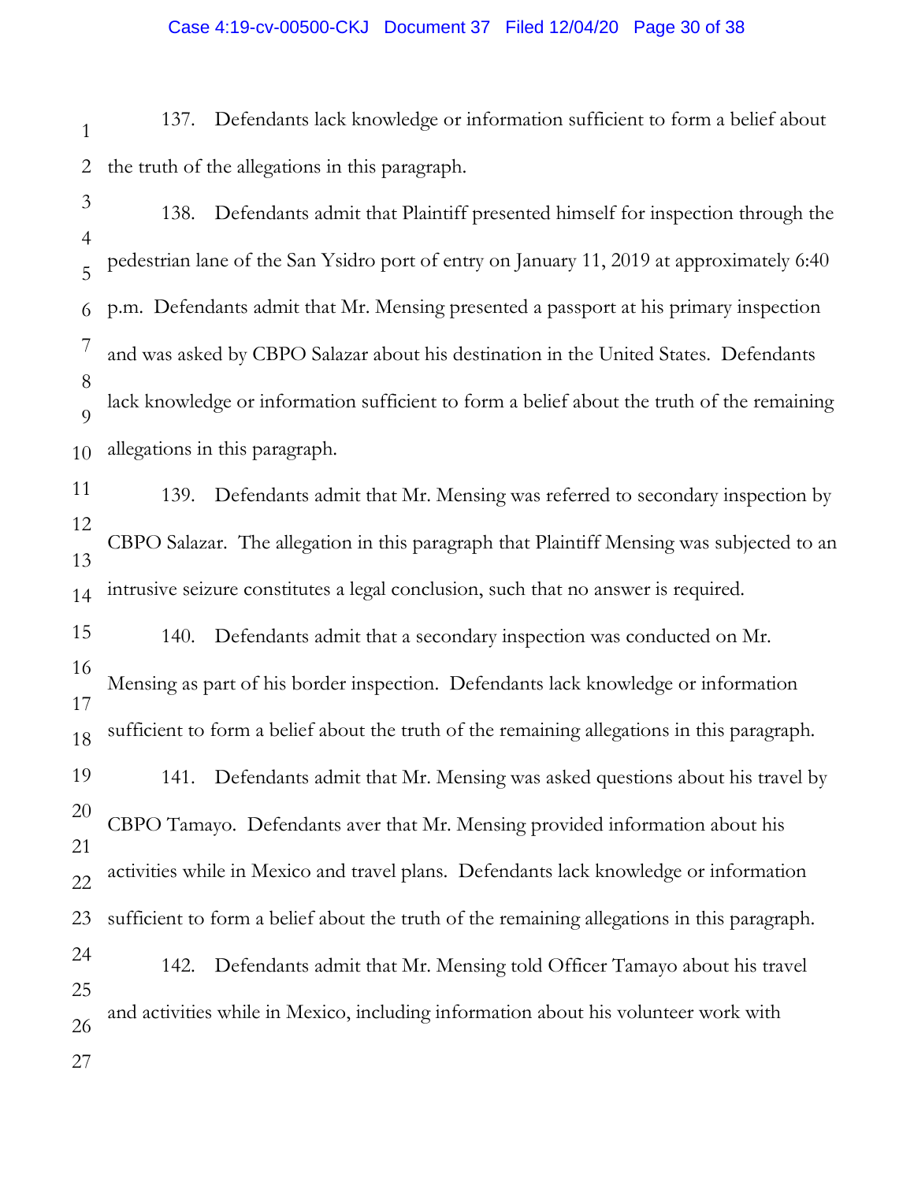137. Defendants lack knowledge or information sufficient to form a belief about the truth of the allegations in this paragraph.

138. Defendants admit that Plaintiff presented himself for inspection through the pedestrian lane of the San Ysidro port of entry on January 11, 2019 at approximately 6:40 p.m. Defendants admit that Mr. Mensing presented a passport at his primary inspection and was asked by CBPO Salazar about his destination in the United States. Defendants lack knowledge or information sufficient to form a belief about the truth of the remaining allegations in this paragraph.

139. Defendants admit that Mr. Mensing was referred to secondary inspection by CBPO Salazar. The allegation in this paragraph that Plaintiff Mensing was subjected to an intrusive seizure constitutes a legal conclusion, such that no answer is required.

140. Defendants admit that a secondary inspection was conducted on Mr. Mensing as part of his border inspection. Defendants lack knowledge or information sufficient to form a belief about the truth of the remaining allegations in this paragraph.

141. Defendants admit that Mr. Mensing was asked questions about his travel by CBPO Tamayo. Defendants aver that Mr. Mensing provided information about his activities while in Mexico and travel plans. Defendants lack knowledge or information sufficient to form a belief about the truth of the remaining allegations in this paragraph.

142. Defendants admit that Mr. Mensing told Officer Tamayo about his travel and activities while in Mexico, including information about his volunteer work with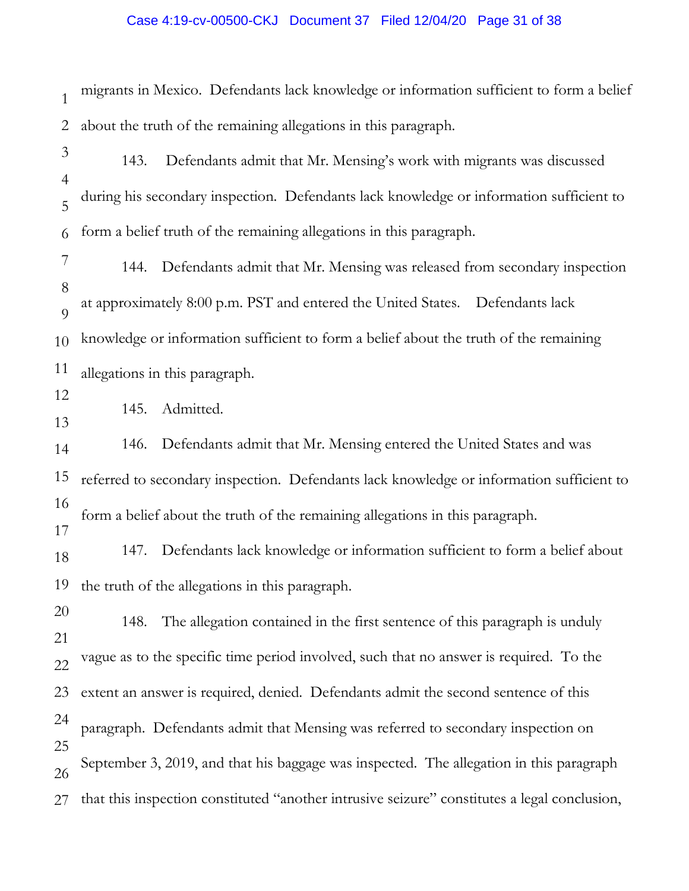migrants in Mexico. Defendants lack knowledge or information sufficient to form a belief about the truth of the remaining allegations in this paragraph.

143. Defendants admit that Mr. Mensing's work with migrants was discussed during his secondary inspection. Defendants lack knowledge or information sufficient to form a belief truth of the remaining allegations in this paragraph.

144. Defendants admit that Mr. Mensing was released from secondary inspection at approximately 8:00 p.m. PST and entered the United States. Defendants lack knowledge or information sufficient to form a belief about the truth of the remaining allegations in this paragraph.

145. Admitted.

146. Defendants admit that Mr. Mensing entered the United States and was referred to secondary inspection. Defendants lack knowledge or information sufficient to form a belief about the truth of the remaining allegations in this paragraph.

147. Defendants lack knowledge or information sufficient to form a belief about the truth of the allegations in this paragraph.

148. The allegation contained in the first sentence of this paragraph is unduly vague as to the specific time period involved, such that no answer is required. To the extent an answer is required, denied. Defendants admit the second sentence of this paragraph. Defendants admit that Mensing was referred to secondary inspection on September 3, 2019, and that his baggage was inspected. The allegation in this paragraph that this inspection constituted "another intrusive seizure" constitutes a legal conclusion,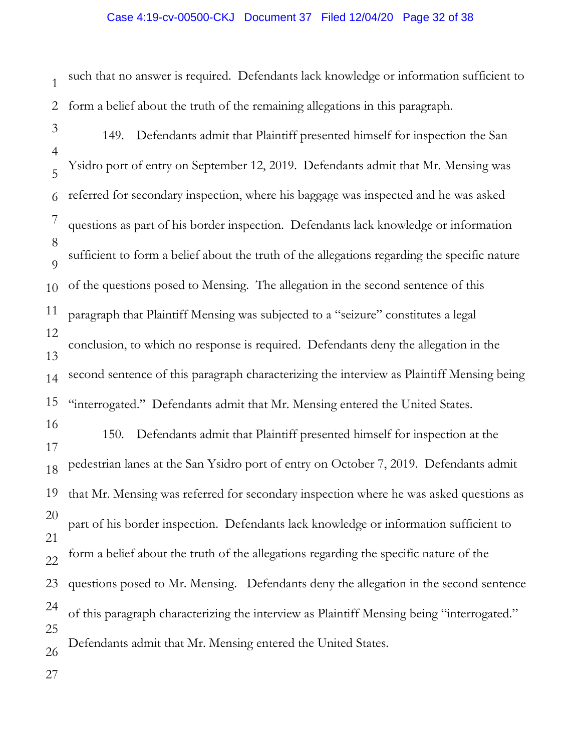such that no answer is required. Defendants lack knowledge or information sufficient to form a belief about the truth of the remaining allegations in this paragraph.

149. Defendants admit that Plaintiff presented himself for inspection the San Ysidro port of entry on September 12, 2019. Defendants admit that Mr. Mensing was referred for secondary inspection, where his baggage was inspected and he was asked questions as part of his border inspection. Defendants lack knowledge or information sufficient to form a belief about the truth of the allegations regarding the specific nature of the questions posed to Mensing. The allegation in the second sentence of this paragraph that Plaintiff Mensing was subjected to a "seizure" constitutes a legal conclusion, to which no response is required. Defendants deny the allegation in the second sentence of this paragraph characterizing the interview as Plaintiff Mensing being "interrogated." Defendants admit that Mr. Mensing entered the United States.

150. Defendants admit that Plaintiff presented himself for inspection at the pedestrian lanes at the San Ysidro port of entry on October 7, 2019. Defendants admit that Mr. Mensing was referred for secondary inspection where he was asked questions as part of his border inspection. Defendants lack knowledge or information sufficient to form a belief about the truth of the allegations regarding the specific nature of the questions posed to Mr. Mensing. Defendants deny the allegation in the second sentence of this paragraph characterizing the interview as Plaintiff Mensing being "interrogated." Defendants admit that Mr. Mensing entered the United States.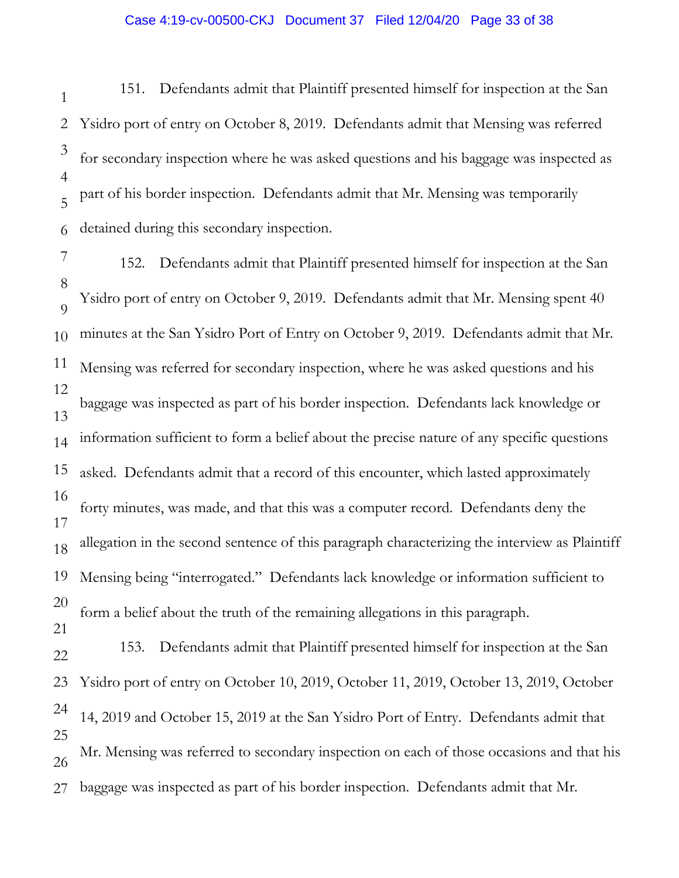151. Defendants admit that Plaintiff presented himself for inspection at the San Ysidro port of entry on October 8, 2019. Defendants admit that Mensing was referred for secondary inspection where he was asked questions and his baggage was inspected as part of his border inspection. Defendants admit that Mr. Mensing was temporarily detained during this secondary inspection.

152. Defendants admit that Plaintiff presented himself for inspection at the San Ysidro port of entry on October 9, 2019. Defendants admit that Mr. Mensing spent 40 minutes at the San Ysidro Port of Entry on October 9, 2019. Defendants admit that Mr. Mensing was referred for secondary inspection, where he was asked questions and his baggage was inspected as part of his border inspection. Defendants lack knowledge or information sufficient to form a belief about the precise nature of any specific questions asked. Defendants admit that a record of this encounter, which lasted approximately forty minutes, was made, and that this was a computer record. Defendants deny the allegation in the second sentence of this paragraph characterizing the interview as Plaintiff Mensing being "interrogated." Defendants lack knowledge or information sufficient to form a belief about the truth of the remaining allegations in this paragraph.

153. Defendants admit that Plaintiff presented himself for inspection at the San Ysidro port of entry on October 10, 2019, October 11, 2019, October 13, 2019, October 14, 2019 and October 15, 2019 at the San Ysidro Port of Entry. Defendants admit that Mr. Mensing was referred to secondary inspection on each of those occasions and that his baggage was inspected as part of his border inspection. Defendants admit that Mr.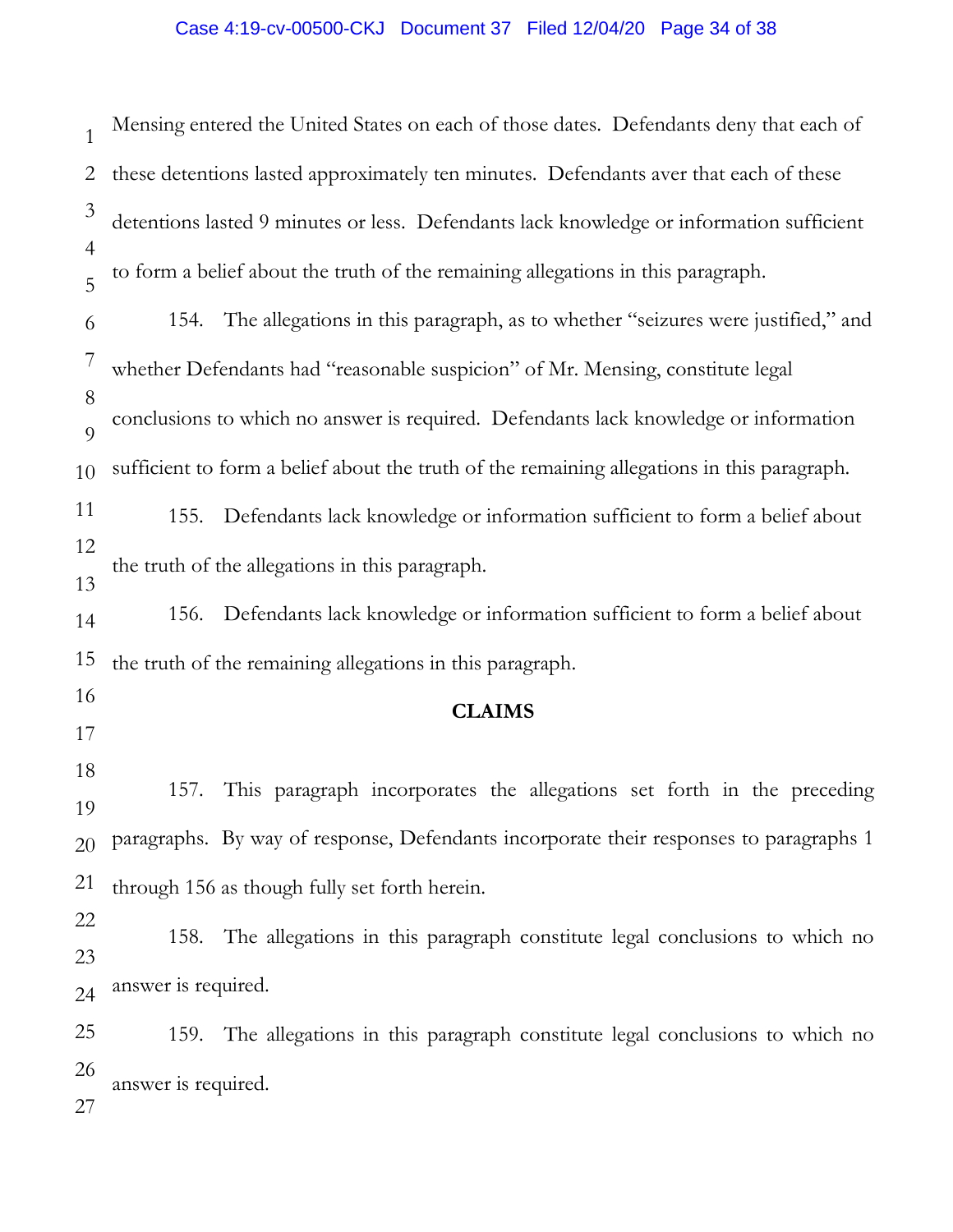Mensing entered the United States on each of those dates. Defendants deny that each of these detentions lasted approximately ten minutes. Defendants aver that each of these detentions lasted 9 minutes or less. Defendants lack knowledge or information sufficient to form a belief about the truth of the remaining allegations in this paragraph.

154. The allegations in this paragraph, as to whether "seizures were justified," and whether Defendants had "reasonable suspicion" of Mr. Mensing, constitute legal conclusions to which no answer is required. Defendants lack knowledge or information sufficient to form a belief about the truth of the remaining allegations in this paragraph.

155. Defendants lack knowledge or information sufficient to form a belief about the truth of the allegations in this paragraph.

156. Defendants lack knowledge or information sufficient to form a belief about the truth of the remaining allegations in this paragraph.

## CLAIMS

157. This paragraph incorporates the allegations set forth in the preceding paragraphs. By way of response, Defendants incorporate their responses to paragraphs 1 through 156 as though fully set forth herein.

158. The allegations in this paragraph constitute legal conclusions to which no answer is required.

159. The allegations in this paragraph constitute legal conclusions to which no answer is required.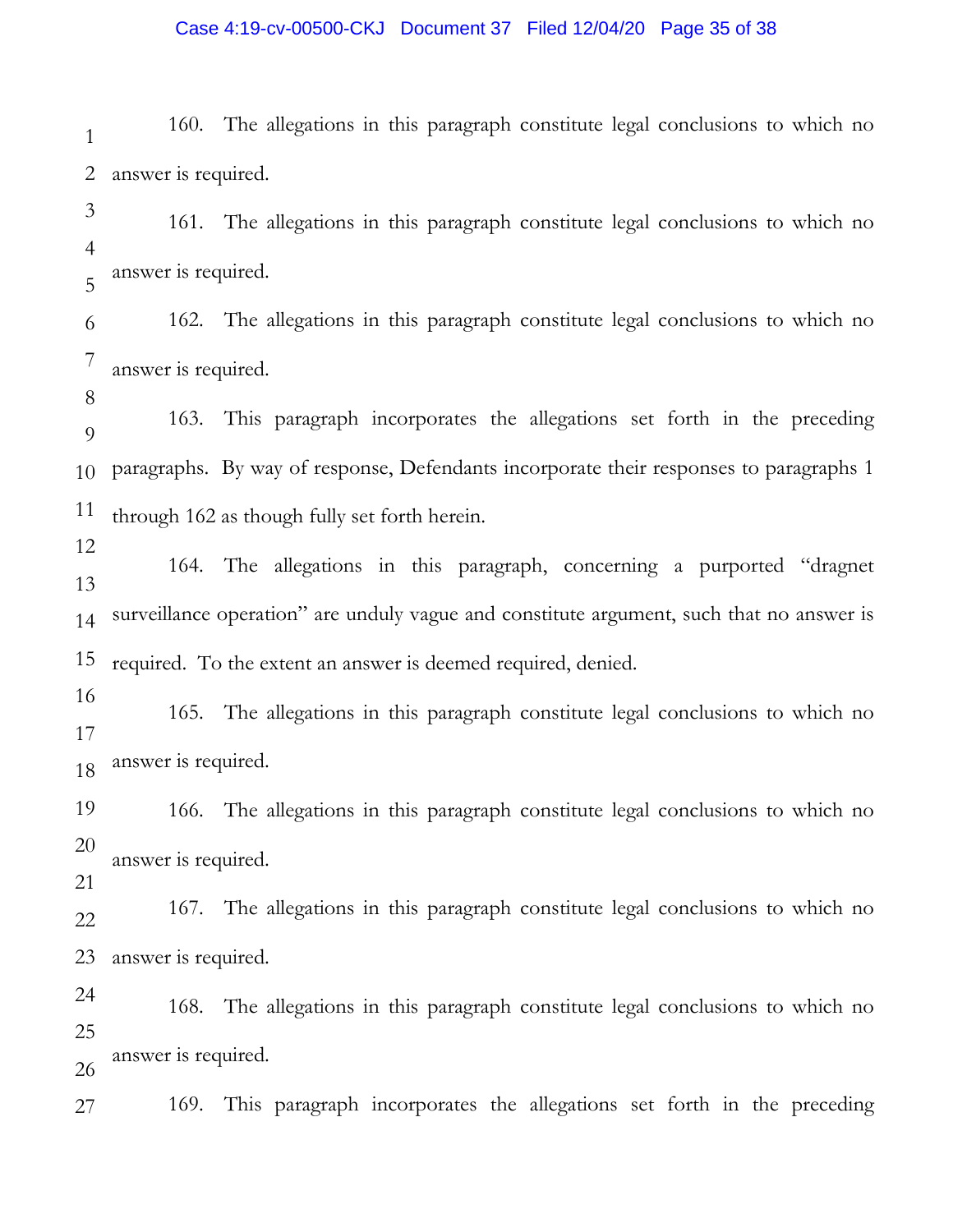160. The allegations in this paragraph constitute legal conclusions to which no answer is required.

161. The allegations in this paragraph constitute legal conclusions to which no answer is required.

162. The allegations in this paragraph constitute legal conclusions to which no answer is required.

163. This paragraph incorporates the allegations set forth in the preceding paragraphs. By way of response, Defendants incorporate their responses to paragraphs 1 through 162 as though fully set forth herein.

164. The allegations in this paragraph, concerning a purported "dragnet surveillance operation" are unduly vague and constitute argument, such that no answer is required. To the extent an answer is deemed required, denied.

165. The allegations in this paragraph constitute legal conclusions to which no answer is required.

166. The allegations in this paragraph constitute legal conclusions to which no answer is required.

167. The allegations in this paragraph constitute legal conclusions to which no answer is required.

168. The allegations in this paragraph constitute legal conclusions to which no answer is required.

169. This paragraph incorporates the allegations set forth in the preceding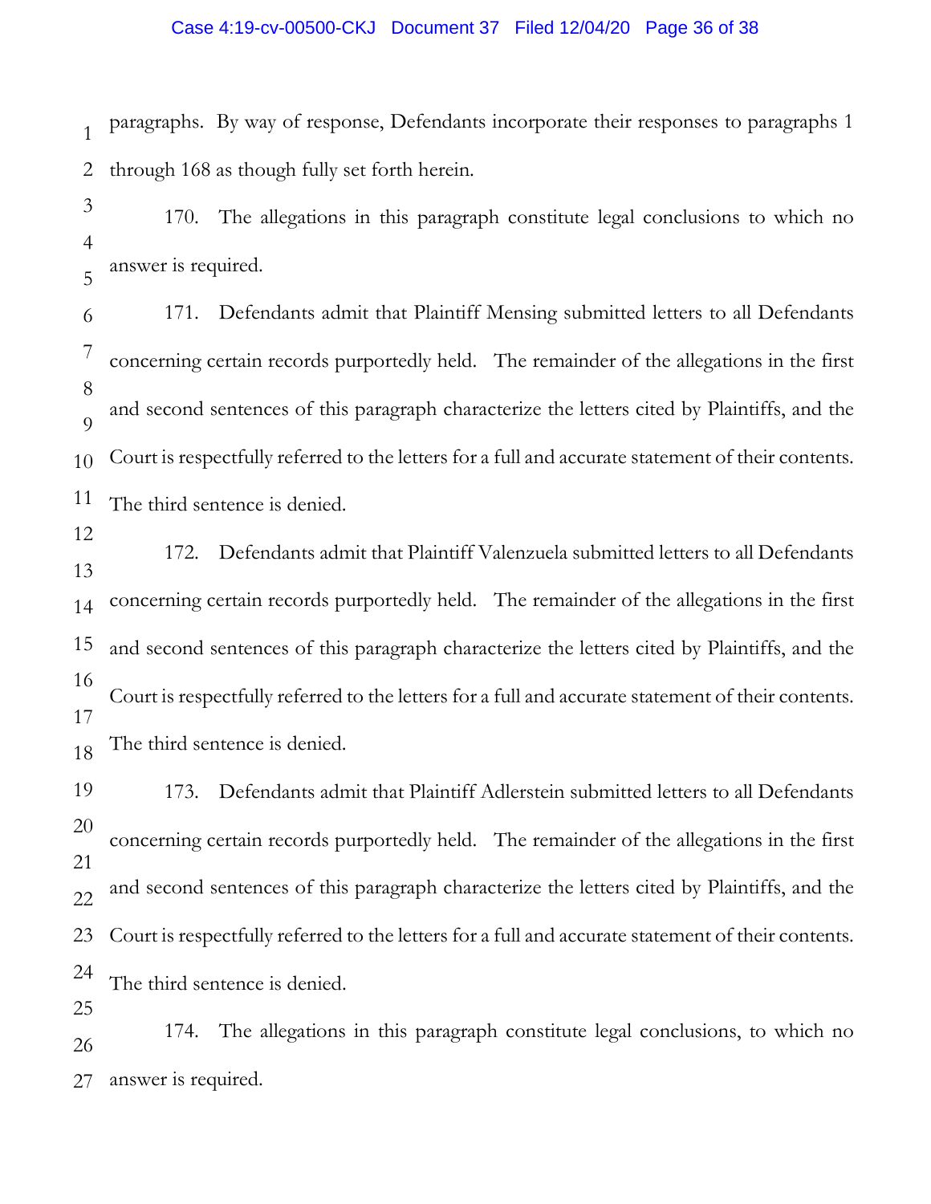paragraphs. By way of response, Defendants incorporate their responses to paragraphs 1 through 168 as though fully set forth herein.

170. The allegations in this paragraph constitute legal conclusions to which no answer is required.

171. Defendants admit that Plaintiff Mensing submitted letters to all Defendants concerning certain records purportedly held. The remainder of the allegations in the first and second sentences of this paragraph characterize the letters cited by Plaintiffs, and the Court is respectfully referred to the letters for a full and accurate statement of their contents. The third sentence is denied.

172. Defendants admit that Plaintiff Valenzuela submitted letters to all Defendants concerning certain records purportedly held. The remainder of the allegations in the first and second sentences of this paragraph characterize the letters cited by Plaintiffs, and the Court is respectfully referred to the letters for a full and accurate statement of their contents. The third sentence is denied.

173. Defendants admit that Plaintiff Adlerstein submitted letters to all Defendants concerning certain records purportedly held. The remainder of the allegations in the first and second sentences of this paragraph characterize the letters cited by Plaintiffs, and the Court is respectfully referred to the letters for a full and accurate statement of their contents. The third sentence is denied.

174. The allegations in this paragraph constitute legal conclusions, to which no answer is required.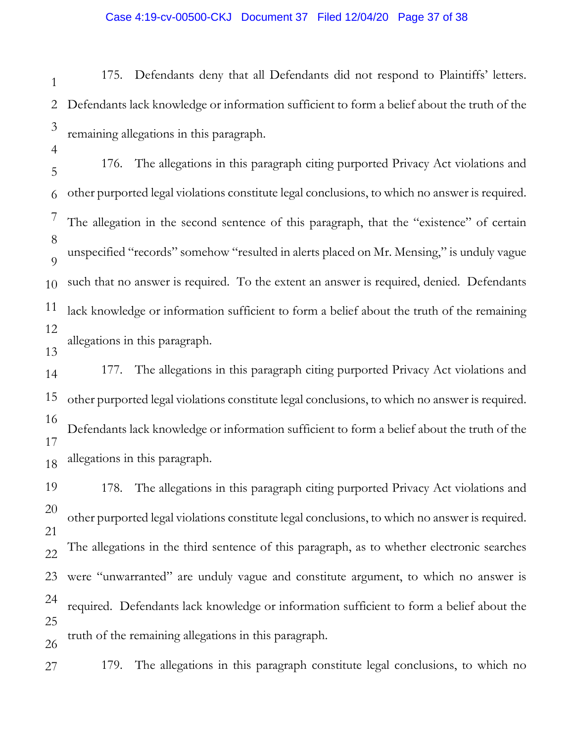175. Defendants deny that all Defendants did not respond to Plaintiffs' letters. Defendants lack knowledge or information sufficient to form a belief about the truth of the remaining allegations in this paragraph.

176. The allegations in this paragraph citing purported Privacy Act violations and other purported legal violations constitute legal conclusions, to which no answer is required. The allegation in the second sentence of this paragraph, that the "existence" of certain unspecified "records" somehow "resulted in alerts placed on Mr. Mensing," is unduly vague such that no answer is required. To the extent an answer is required, denied. Defendants lack knowledge or information sufficient to form a belief about the truth of the remaining allegations in this paragraph.

177. The allegations in this paragraph citing purported Privacy Act violations and other purported legal violations constitute legal conclusions, to which no answer is required. Defendants lack knowledge or information sufficient to form a belief about the truth of the allegations in this paragraph.

178. The allegations in this paragraph citing purported Privacy Act violations and other purported legal violations constitute legal conclusions, to which no answer is required. The allegations in the third sentence of this paragraph, as to whether electronic searches were "unwarranted" are unduly vague and constitute argument, to which no answer is required. Defendants lack knowledge or information sufficient to form a belief about the truth of the remaining allegations in this paragraph.

179. The allegations in this paragraph constitute legal conclusions, to which no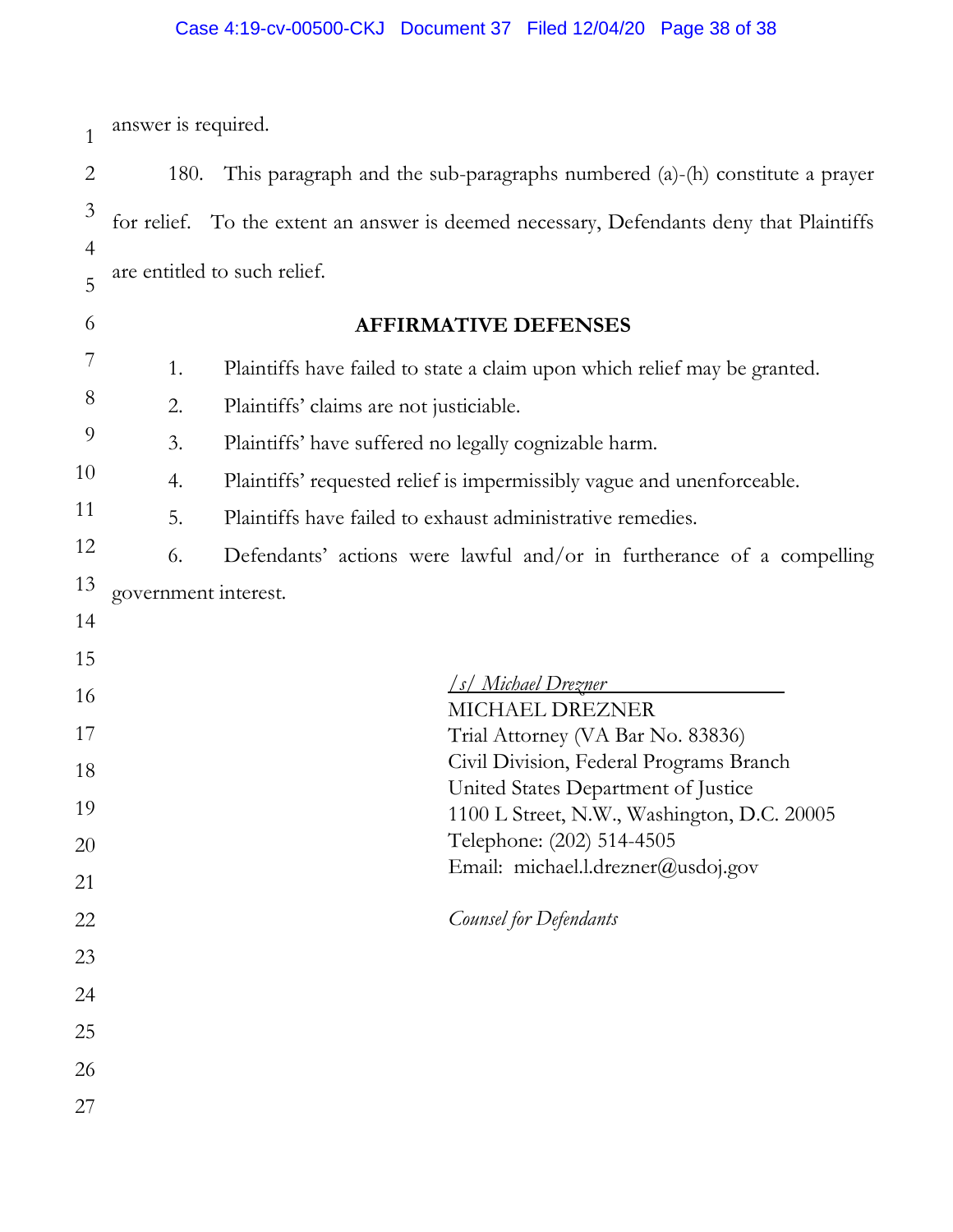answer is required.

180. This paragraph and the sub-paragraphs numbered (a)-(h) constitute a prayer for relief. To the extent an answer is deemed necessary, Defendants deny that Plaintiffs are entitled to such relief.

## AFFIRMATIVE DEFENSES

1. Plaintiffs have failed to state a claim upon which relief may be granted.
2. Plaintiffs' claims are not justiciable.
3. Plaintiffs' have suffered no legally cognizable harm.
4. Plaintiffs' requested relief is impermissibly vague and unenforceable.
5. Plaintiffs have failed to exhaust administrative remedies.
6. Defendants' actions were lawful and/or in furtherance of a compelling government interest.

*/s/ Michael Drezner*
MICHAEL DREZNER
Trial Attorney (VA Bar No. 83836)
Civil Division, Federal Programs Branch
United States Department of Justice
1100 L Street, N.W., Washington, D.C. 20005
Telephone: (202) 514-4505
Email: michael.l.drezner@usdoj.gov

*Counsel for Defendants*